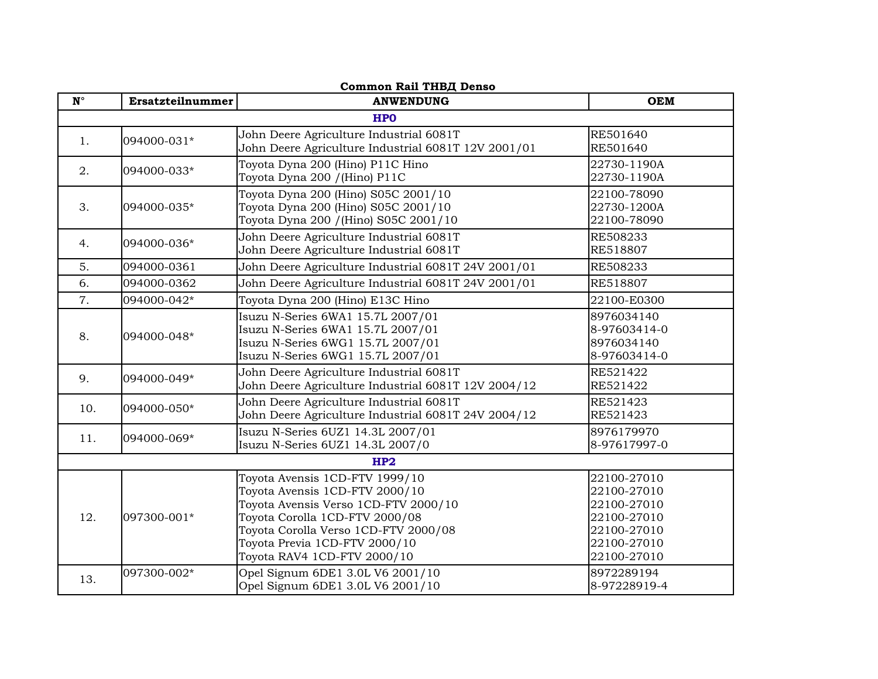**Common Rail ТНВД Denso**

| N° | Ersatzteilnummer | ANWENDUNG | OEM |
|---|---|---|---|
| **HP0** | | | |
| 1. | 094000-031* | John Deere Agriculture Industrial 6081T<br>John Deere Agriculture Industrial 6081T 12V 2001/01 | RE501640<br>RE501640 |
| 2. | 094000-033* | Toyota Dyna 200 (Hino) P11C Hino<br>Toyota Dyna 200 /(Hino) P11C | 22730-1190A<br>22730-1190A |
| 3. | 094000-035* | Toyota Dyna 200 (Hino) S05C 2001/10<br>Toyota Dyna 200 (Hino) S05C 2001/10<br>Toyota Dyna 200 /(Hino) S05C 2001/10 | 22100-78090<br>22730-1200A<br>22100-78090 |
| 4. | 094000-036* | John Deere Agriculture Industrial 6081T<br>John Deere Agriculture Industrial 6081T | RE508233<br>RE518807 |
| 5. | 094000-0361 | John Deere Agriculture Industrial 6081T 24V 2001/01 | RE508233 |
| 6. | 094000-0362 | John Deere Agriculture Industrial 6081T 24V 2001/01 | RE518807 |
| 7. | 094000-042* | Toyota Dyna 200 (Hino) E13C Hino | 22100-E0300 |
| 8. | 094000-048* | Isuzu N-Series 6WA1 15.7L 2007/01<br>Isuzu N-Series 6WA1 15.7L 2007/01<br>Isuzu N-Series 6WG1 15.7L 2007/01<br>Isuzu N-Series 6WG1 15.7L 2007/01 | 8976034140<br>8-97603414-0<br>8976034140<br>8-97603414-0 |
| 9. | 094000-049* | John Deere Agriculture Industrial 6081T<br>John Deere Agriculture Industrial 6081T 12V 2004/12 | RE521422<br>RE521422 |
| 10. | 094000-050* | John Deere Agriculture Industrial 6081T<br>John Deere Agriculture Industrial 6081T 24V 2004/12 | RE521423<br>RE521423 |
| 11. | 094000-069* | Isuzu N-Series 6UZ1 14.3L 2007/01<br>Isuzu N-Series 6UZ1 14.3L 2007/0 | 8976179970<br>8-97617997-0 |
| **HP2** | | | |
| 12. | 097300-001* | Toyota Avensis 1CD-FTV 1999/10<br>Toyota Avensis 1CD-FTV 2000/10<br>Toyota Avensis Verso 1CD-FTV 2000/10<br>Toyota Corolla 1CD-FTV 2000/08<br>Toyota Corolla Verso 1CD-FTV 2000/08<br>Toyota Previa 1CD-FTV 2000/10<br>Toyota RAV4 1CD-FTV 2000/10 | 22100-27010<br>22100-27010<br>22100-27010<br>22100-27010<br>22100-27010<br>22100-27010<br>22100-27010 |
| 13. | 097300-002* | Opel Signum 6DE1 3.0L V6 2001/10<br>Opel Signum 6DE1 3.0L V6 2001/10 | 8972289194<br>8-97228919-4 |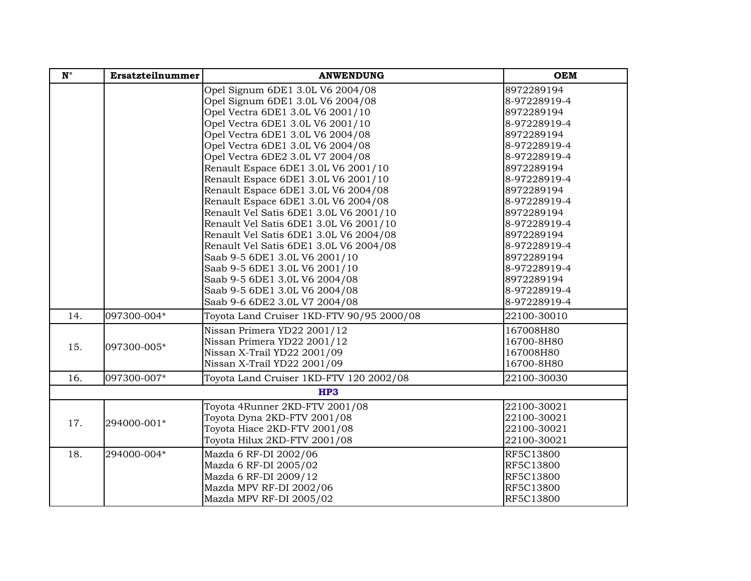| N° | Ersatzteilnummer | ANWENDUNG | OEM |
|---|---|---|---|
| | | Opel Signum 6DE1 3.0L V6 2004/08<br>Opel Signum 6DE1 3.0L V6 2004/08<br>Opel Vectra 6DE1 3.0L V6 2001/10<br>Opel Vectra 6DE1 3.0L V6 2001/10<br>Opel Vectra 6DE1 3.0L V6 2004/08<br>Opel Vectra 6DE1 3.0L V6 2004/08<br>Opel Vectra 6DE2 3.0L V7 2004/08<br>Renault Espace 6DE1 3.0L V6 2001/10<br>Renault Espace 6DE1 3.0L V6 2001/10<br>Renault Espace 6DE1 3.0L V6 2004/08<br>Renault Espace 6DE1 3.0L V6 2004/08<br>Renault Vel Satis 6DE1 3.0L V6 2001/10<br>Renault Vel Satis 6DE1 3.0L V6 2001/10<br>Renault Vel Satis 6DE1 3.0L V6 2004/08<br>Renault Vel Satis 6DE1 3.0L V6 2004/08<br>Saab 9-5 6DE1 3.0L V6 2001/10<br>Saab 9-5 6DE1 3.0L V6 2001/10<br>Saab 9-5 6DE1 3.0L V6 2004/08<br>Saab 9-5 6DE1 3.0L V6 2004/08<br>Saab 9-6 6DE2 3.0L V7 2004/08 | 8972289194<br>8-97228919-4<br>8972289194<br>8-97228919-4<br>8972289194<br>8-97228919-4<br>8-97228919-4<br>8972289194<br>8-97228919-4<br>8972289194<br>8-97228919-4<br>8972289194<br>8-97228919-4<br>8972289194<br>8-97228919-4<br>8972289194<br>8-97228919-4<br>8972289194<br>8-97228919-4<br>8-97228919-4 |
| 14. | 097300-004* | Toyota Land Cruiser 1KD-FTV 90/95 2000/08 | 22100-30010 |
| 15. | 097300-005* | Nissan Primera YD22 2001/12<br>Nissan Primera YD22 2001/12<br>Nissan X-Trail YD22 2001/09<br>Nissan X-Trail YD22 2001/09 | 167008H80<br>16700-8H80<br>167008H80<br>16700-8H80 |
| 16. | 097300-007* | Toyota Land Cruiser 1KD-FTV 120 2002/08 | 22100-30030 |
| | | **HP3** | |
| 17. | 294000-001* | Toyota 4Runner 2KD-FTV 2001/08<br>Toyota Dyna 2KD-FTV 2001/08<br>Toyota Hiace 2KD-FTV 2001/08<br>Toyota Hilux 2KD-FTV 2001/08 | 22100-30021<br>22100-30021<br>22100-30021<br>22100-30021 |
| 18. | 294000-004* | Mazda 6 RF-DI 2002/06<br>Mazda 6 RF-DI 2005/02<br>Mazda 6 RF-DI 2009/12<br>Mazda MPV RF-DI 2002/06<br>Mazda MPV RF-DI 2005/02 | RF5C13800<br>RF5C13800<br>RF5C13800<br>RF5C13800<br>RF5C13800 |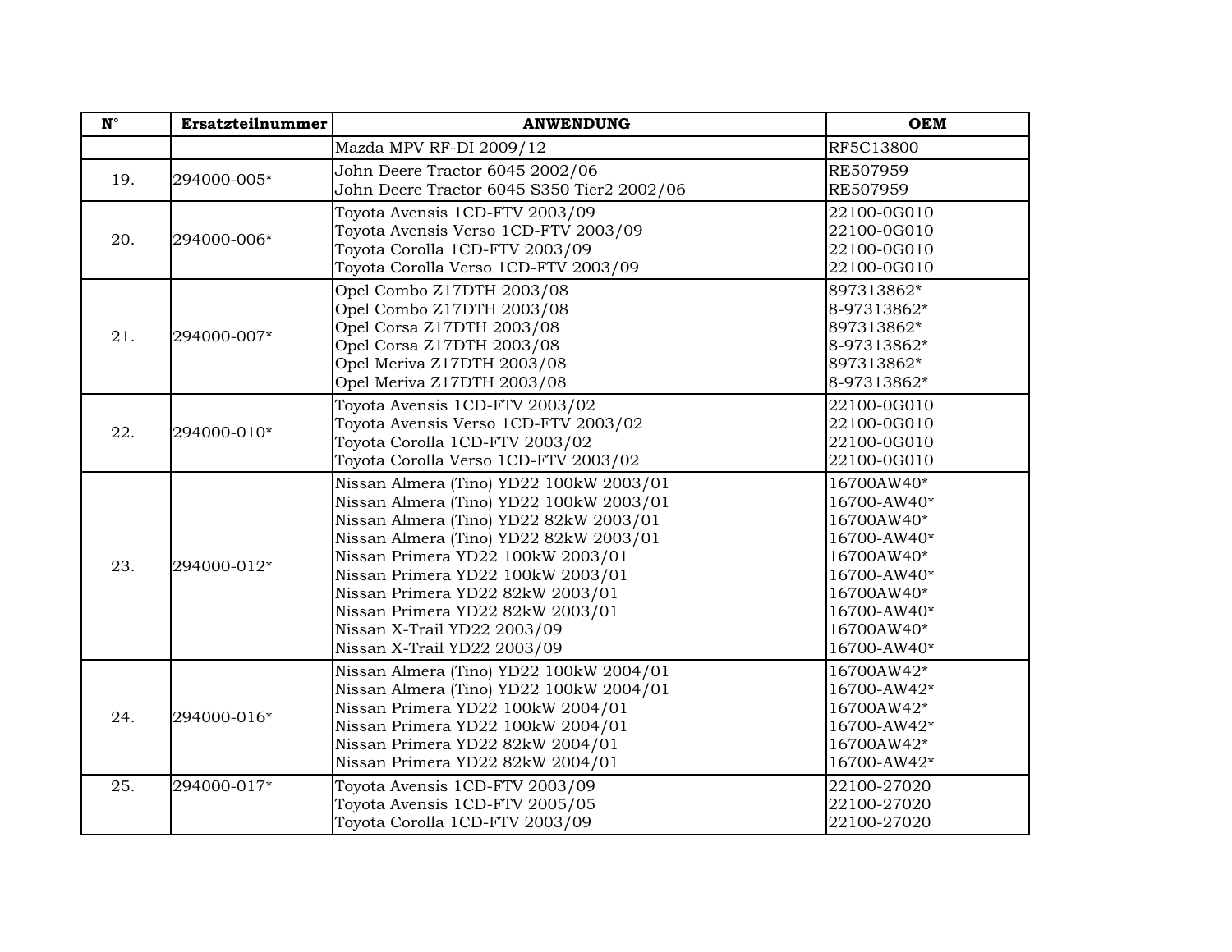| N° | Ersatzteilnummer | ANWENDUNG | OEM |
|---|---|---|---|
| | | Mazda MPV RF-DI 2009/12 | RF5C13800 |
| 19. | 294000-005* | John Deere Tractor 6045 2002/06<br>John Deere Tractor 6045 S350 Tier2 2002/06 | RE507959<br>RE507959 |
| 20. | 294000-006* | Toyota Avensis 1CD-FTV 2003/09<br>Toyota Avensis Verso 1CD-FTV 2003/09<br>Toyota Corolla 1CD-FTV 2003/09<br>Toyota Corolla Verso 1CD-FTV 2003/09 | 22100-0G010<br>22100-0G010<br>22100-0G010<br>22100-0G010 |
| 21. | 294000-007* | Opel Combo Z17DTH 2003/08<br>Opel Combo Z17DTH 2003/08<br>Opel Corsa Z17DTH 2003/08<br>Opel Corsa Z17DTH 2003/08<br>Opel Meriva Z17DTH 2003/08<br>Opel Meriva Z17DTH 2003/08 | 897313862*<br>8-97313862*<br>897313862*<br>8-97313862*<br>897313862*<br>8-97313862* |
| 22. | 294000-010* | Toyota Avensis 1CD-FTV 2003/02<br>Toyota Avensis Verso 1CD-FTV 2003/02<br>Toyota Corolla 1CD-FTV 2003/02<br>Toyota Corolla Verso 1CD-FTV 2003/02 | 22100-0G010<br>22100-0G010<br>22100-0G010<br>22100-0G010 |
| 23. | 294000-012* | Nissan Almera (Tino) YD22 100kW 2003/01<br>Nissan Almera (Tino) YD22 100kW 2003/01<br>Nissan Almera (Tino) YD22 82kW 2003/01<br>Nissan Almera (Tino) YD22 82kW 2003/01<br>Nissan Primera YD22 100kW 2003/01<br>Nissan Primera YD22 100kW 2003/01<br>Nissan Primera YD22 82kW 2003/01<br>Nissan Primera YD22 82kW 2003/01<br>Nissan X-Trail YD22 2003/09<br>Nissan X-Trail YD22 2003/09 | 16700AW40*<br>16700-AW40*<br>16700AW40*<br>16700-AW40*<br>16700AW40*<br>16700-AW40*<br>16700AW40*<br>16700-AW40*<br>16700AW40*<br>16700-AW40* |
| 24. | 294000-016* | Nissan Almera (Tino) YD22 100kW 2004/01<br>Nissan Almera (Tino) YD22 100kW 2004/01<br>Nissan Primera YD22 100kW 2004/01<br>Nissan Primera YD22 100kW 2004/01<br>Nissan Primera YD22 82kW 2004/01<br>Nissan Primera YD22 82kW 2004/01 | 16700AW42*<br>16700-AW42*<br>16700AW42*<br>16700-AW42*<br>16700AW42*<br>16700-AW42* |
| 25. | 294000-017* | Toyota Avensis 1CD-FTV 2003/09<br>Toyota Avensis 1CD-FTV 2005/05<br>Toyota Corolla 1CD-FTV 2003/09 | 22100-27020<br>22100-27020<br>22100-27020 |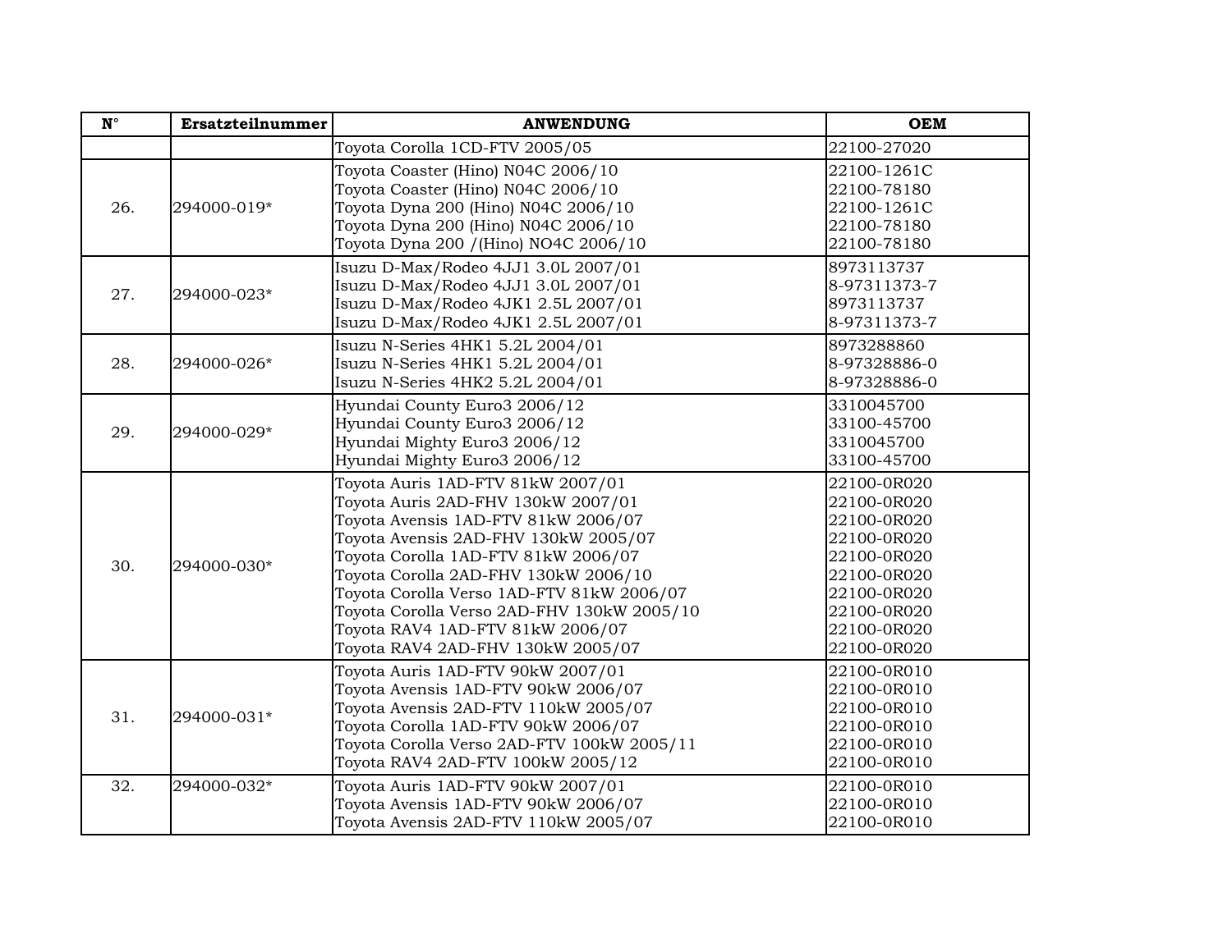| N° | Ersatzteilnummer | ANWENDUNG | OEM |
|---|---|---|---|
| | | Toyota Corolla 1CD-FTV 2005/05 | 22100-27020 |
| 26. | 294000-019* | Toyota Coaster (Hino) N04C 2006/10<br>Toyota Coaster (Hino) N04C 2006/10<br>Toyota Dyna 200 (Hino) N04C 2006/10<br>Toyota Dyna 200 (Hino) N04C 2006/10<br>Toyota Dyna 200 /(Hino) NO4C 2006/10 | 22100-1261C<br>22100-78180<br>22100-1261C<br>22100-78180<br>22100-78180 |
| 27. | 294000-023* | Isuzu D-Max/Rodeo 4JJ1 3.0L 2007/01<br>Isuzu D-Max/Rodeo 4JJ1 3.0L 2007/01<br>Isuzu D-Max/Rodeo 4JK1 2.5L 2007/01<br>Isuzu D-Max/Rodeo 4JK1 2.5L 2007/01 | 8973113737<br>8-97311373-7<br>8973113737<br>8-97311373-7 |
| 28. | 294000-026* | Isuzu N-Series 4HK1 5.2L 2004/01<br>Isuzu N-Series 4HK1 5.2L 2004/01<br>Isuzu N-Series 4HK2 5.2L 2004/01 | 8973288860<br>8-97328886-0<br>8-97328886-0 |
| 29. | 294000-029* | Hyundai County Euro3 2006/12<br>Hyundai County Euro3 2006/12<br>Hyundai Mighty Euro3 2006/12<br>Hyundai Mighty Euro3 2006/12 | 3310045700<br>33100-45700<br>3310045700<br>33100-45700 |
| 30. | 294000-030* | Toyota Auris 1AD-FTV 81kW 2007/01<br>Toyota Auris 2AD-FHV 130kW 2007/01<br>Toyota Avensis 1AD-FTV 81kW 2006/07<br>Toyota Avensis 2AD-FHV 130kW 2005/07<br>Toyota Corolla 1AD-FTV 81kW 2006/07<br>Toyota Corolla 2AD-FHV 130kW 2006/10<br>Toyota Corolla Verso 1AD-FTV 81kW 2006/07<br>Toyota Corolla Verso 2AD-FHV 130kW 2005/10<br>Toyota RAV4 1AD-FTV 81kW 2006/07<br>Toyota RAV4 2AD-FHV 130kW 2005/07 | 22100-0R020<br>22100-0R020<br>22100-0R020<br>22100-0R020<br>22100-0R020<br>22100-0R020<br>22100-0R020<br>22100-0R020<br>22100-0R020<br>22100-0R020 |
| 31. | 294000-031* | Toyota Auris 1AD-FTV 90kW 2007/01<br>Toyota Avensis 1AD-FTV 90kW 2006/07<br>Toyota Avensis 2AD-FTV 110kW 2005/07<br>Toyota Corolla 1AD-FTV 90kW 2006/07<br>Toyota Corolla Verso 2AD-FTV 100kW 2005/11<br>Toyota RAV4 2AD-FTV 100kW 2005/12 | 22100-0R010<br>22100-0R010<br>22100-0R010<br>22100-0R010<br>22100-0R010<br>22100-0R010 |
| 32. | 294000-032* | Toyota Auris 1AD-FTV 90kW 2007/01<br>Toyota Avensis 1AD-FTV 90kW 2006/07<br>Toyota Avensis 2AD-FTV 110kW 2005/07 | 22100-0R010<br>22100-0R010<br>22100-0R010 |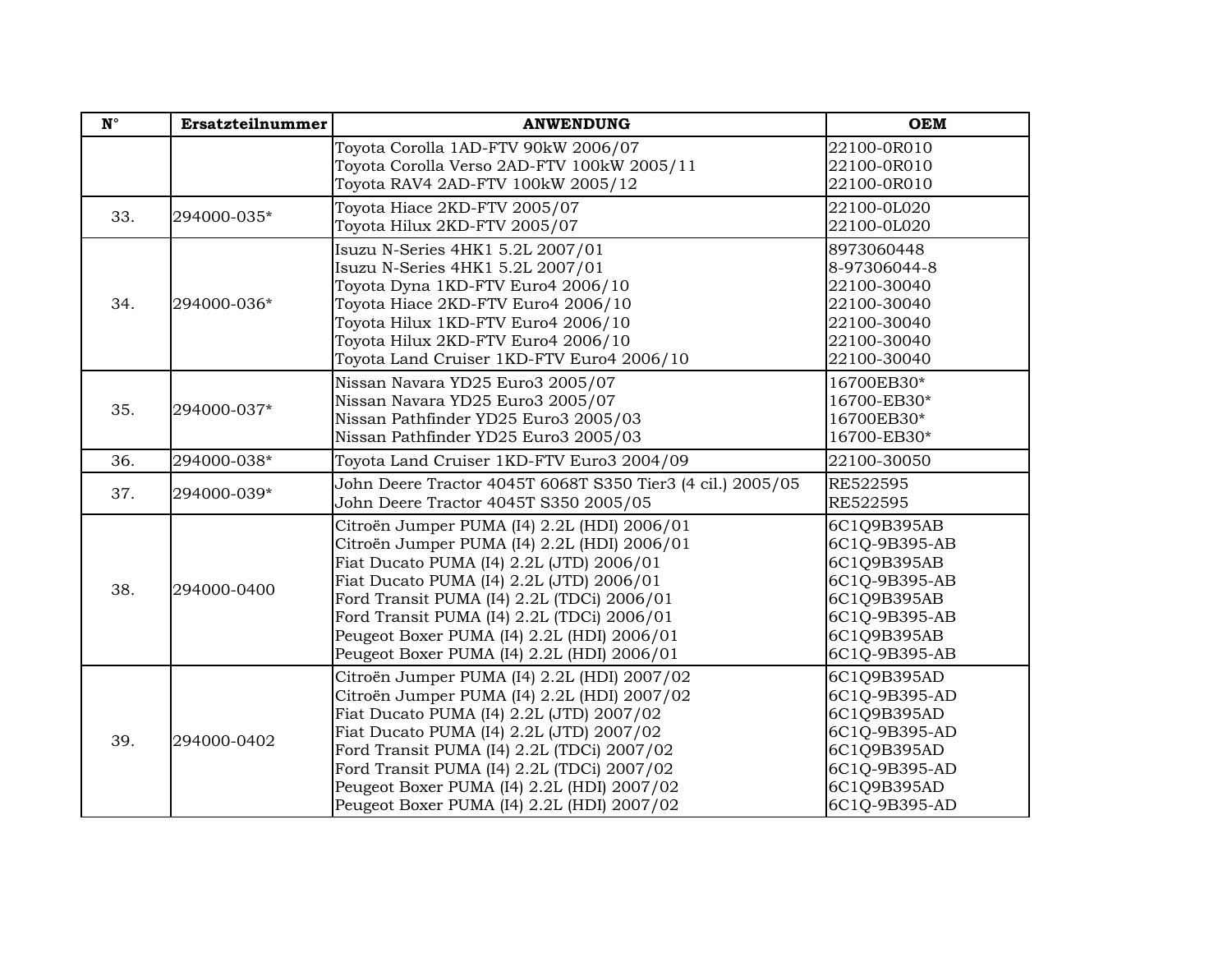| N° | Ersatzteilnummer | ANWENDUNG | OEM |
|---|---|---|---|
| | | Toyota Corolla 1AD-FTV 90kW 2006/07<br>Toyota Corolla Verso 2AD-FTV 100kW 2005/11<br>Toyota RAV4 2AD-FTV 100kW 2005/12 | 22100-0R010<br>22100-0R010<br>22100-0R010 |
| 33. | 294000-035* | Toyota Hiace 2KD-FTV 2005/07<br>Toyota Hilux 2KD-FTV 2005/07 | 22100-0L020<br>22100-0L020 |
| 34. | 294000-036* | Isuzu N-Series 4HK1 5.2L 2007/01<br>Isuzu N-Series 4HK1 5.2L 2007/01<br>Toyota Dyna 1KD-FTV Euro4 2006/10<br>Toyota Hiace 2KD-FTV Euro4 2006/10<br>Toyota Hilux 1KD-FTV Euro4 2006/10<br>Toyota Hilux 2KD-FTV Euro4 2006/10<br>Toyota Land Cruiser 1KD-FTV Euro4 2006/10 | 8973060448<br>8-97306044-8<br>22100-30040<br>22100-30040<br>22100-30040<br>22100-30040<br>22100-30040 |
| 35. | 294000-037* | Nissan Navara YD25 Euro3 2005/07<br>Nissan Navara YD25 Euro3 2005/07<br>Nissan Pathfinder YD25 Euro3 2005/03<br>Nissan Pathfinder YD25 Euro3 2005/03 | 16700EB30*<br>16700-EB30*<br>16700EB30*<br>16700-EB30* |
| 36. | 294000-038* | Toyota Land Cruiser 1KD-FTV Euro3 2004/09 | 22100-30050 |
| 37. | 294000-039* | John Deere Tractor 4045T 6068T S350 Tier3 (4 cil.) 2005/05<br>John Deere Tractor 4045T S350 2005/05 | RE522595<br>RE522595 |
| 38. | 294000-0400 | Citroën Jumper PUMA (I4) 2.2L (HDI) 2006/01<br>Citroën Jumper PUMA (I4) 2.2L (HDI) 2006/01<br>Fiat Ducato PUMA (I4) 2.2L (JTD) 2006/01<br>Fiat Ducato PUMA (I4) 2.2L (JTD) 2006/01<br>Ford Transit PUMA (I4) 2.2L (TDCi) 2006/01<br>Ford Transit PUMA (I4) 2.2L (TDCi) 2006/01<br>Peugeot Boxer PUMA (I4) 2.2L (HDI) 2006/01<br>Peugeot Boxer PUMA (I4) 2.2L (HDI) 2006/01 | 6C1Q9B395AB<br>6C1Q-9B395-AB<br>6C1Q9B395AB<br>6C1Q-9B395-AB<br>6C1Q9B395AB<br>6C1Q-9B395-AB<br>6C1Q9B395AB<br>6C1Q-9B395-AB |
| 39. | 294000-0402 | Citroën Jumper PUMA (I4) 2.2L (HDI) 2007/02<br>Citroën Jumper PUMA (I4) 2.2L (HDI) 2007/02<br>Fiat Ducato PUMA (I4) 2.2L (JTD) 2007/02<br>Fiat Ducato PUMA (I4) 2.2L (JTD) 2007/02<br>Ford Transit PUMA (I4) 2.2L (TDCi) 2007/02<br>Ford Transit PUMA (I4) 2.2L (TDCi) 2007/02<br>Peugeot Boxer PUMA (I4) 2.2L (HDI) 2007/02<br>Peugeot Boxer PUMA (I4) 2.2L (HDI) 2007/02 | 6C1Q9B395AD<br>6C1Q-9B395-AD<br>6C1Q9B395AD<br>6C1Q-9B395-AD<br>6C1Q9B395AD<br>6C1Q-9B395-AD<br>6C1Q9B395AD<br>6C1Q-9B395-AD |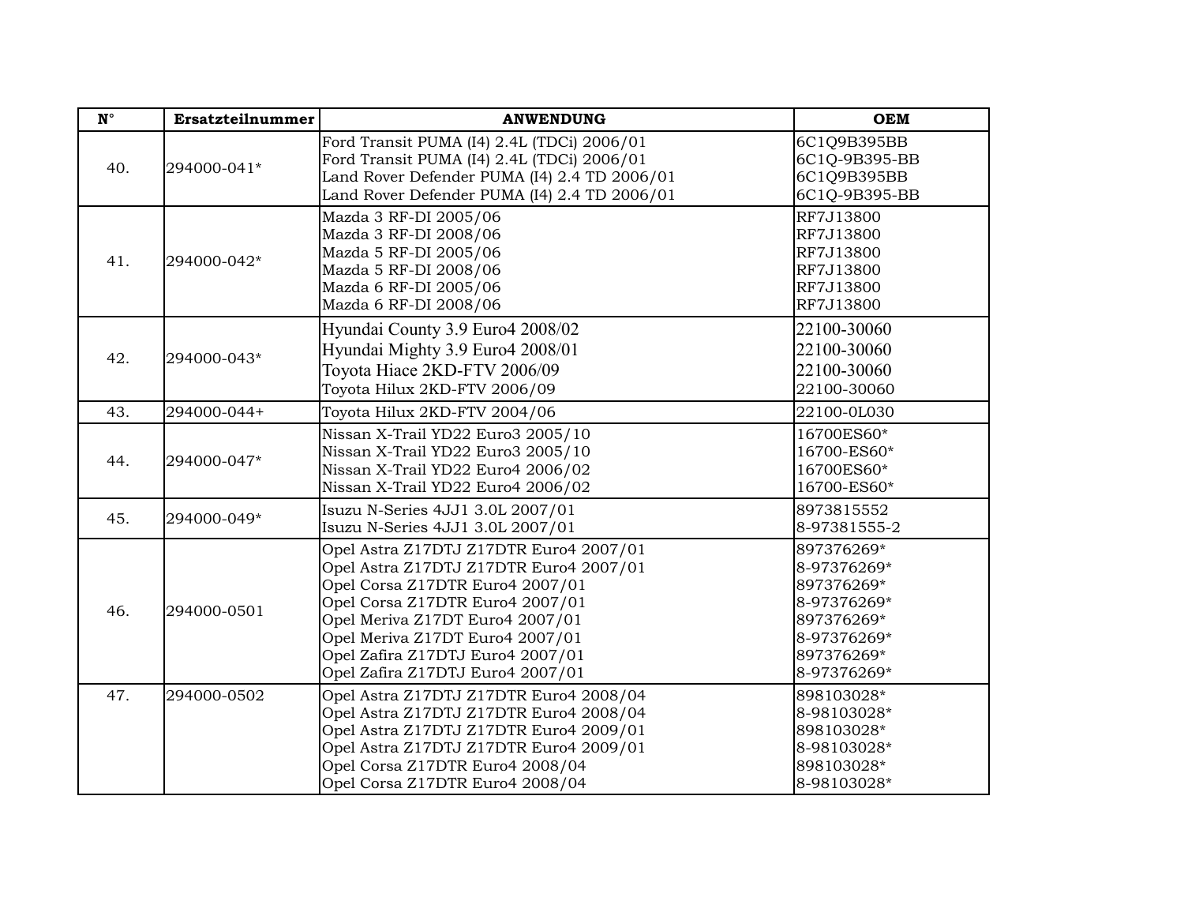| N° | Ersatzteilnummer | ANWENDUNG | OEM |
|---|---|---|---|
| 40. | 294000-041* | Ford Transit PUMA (I4) 2.4L (TDCi) 2006/01<br>Ford Transit PUMA (I4) 2.4L (TDCi) 2006/01<br>Land Rover Defender PUMA (I4) 2.4 TD 2006/01<br>Land Rover Defender PUMA (I4) 2.4 TD 2006/01 | 6C1Q9B395BB<br>6C1Q-9B395-BB<br>6C1Q9B395BB<br>6C1Q-9B395-BB |
| 41. | 294000-042* | Mazda 3 RF-DI 2005/06<br>Mazda 3 RF-DI 2008/06<br>Mazda 5 RF-DI 2005/06<br>Mazda 5 RF-DI 2008/06<br>Mazda 6 RF-DI 2005/06<br>Mazda 6 RF-DI 2008/06 | RF7J13800<br>RF7J13800<br>RF7J13800<br>RF7J13800<br>RF7J13800<br>RF7J13800 |
| 42. | 294000-043* | Hyundai County 3.9 Euro4 2008/02<br>Hyundai Mighty 3.9 Euro4 2008/01<br>Toyota Hiace 2KD-FTV 2006/09<br>Toyota Hilux 2KD-FTV 2006/09 | 22100-30060<br>22100-30060<br>22100-30060<br>22100-30060 |
| 43. | 294000-044+ | Toyota Hilux 2KD-FTV 2004/06 | 22100-0L030 |
| 44. | 294000-047* | Nissan X-Trail YD22 Euro3 2005/10<br>Nissan X-Trail YD22 Euro3 2005/10<br>Nissan X-Trail YD22 Euro4 2006/02<br>Nissan X-Trail YD22 Euro4 2006/02 | 16700ES60*<br>16700-ES60*<br>16700ES60*<br>16700-ES60* |
| 45. | 294000-049* | Isuzu N-Series 4JJ1 3.0L 2007/01<br>Isuzu N-Series 4JJ1 3.0L 2007/01 | 8973815552<br>8-97381555-2 |
| 46. | 294000-0501 | Opel Astra Z17DTJ Z17DTR Euro4 2007/01<br>Opel Astra Z17DTJ Z17DTR Euro4 2007/01<br>Opel Corsa Z17DTR Euro4 2007/01<br>Opel Corsa Z17DTR Euro4 2007/01<br>Opel Meriva Z17DT Euro4 2007/01<br>Opel Meriva Z17DT Euro4 2007/01<br>Opel Zafira Z17DTJ Euro4 2007/01<br>Opel Zafira Z17DTJ Euro4 2007/01 | 897376269*<br>8-97376269*<br>897376269*<br>8-97376269*<br>897376269*<br>8-97376269*<br>897376269*<br>8-97376269* |
| 47. | 294000-0502 | Opel Astra Z17DTJ Z17DTR Euro4 2008/04<br>Opel Astra Z17DTJ Z17DTR Euro4 2008/04<br>Opel Astra Z17DTJ Z17DTR Euro4 2009/01<br>Opel Astra Z17DTJ Z17DTR Euro4 2009/01<br>Opel Corsa Z17DTR Euro4 2008/04<br>Opel Corsa Z17DTR Euro4 2008/04 | 898103028*<br>8-98103028*<br>898103028*<br>8-98103028*<br>898103028*<br>8-98103028* |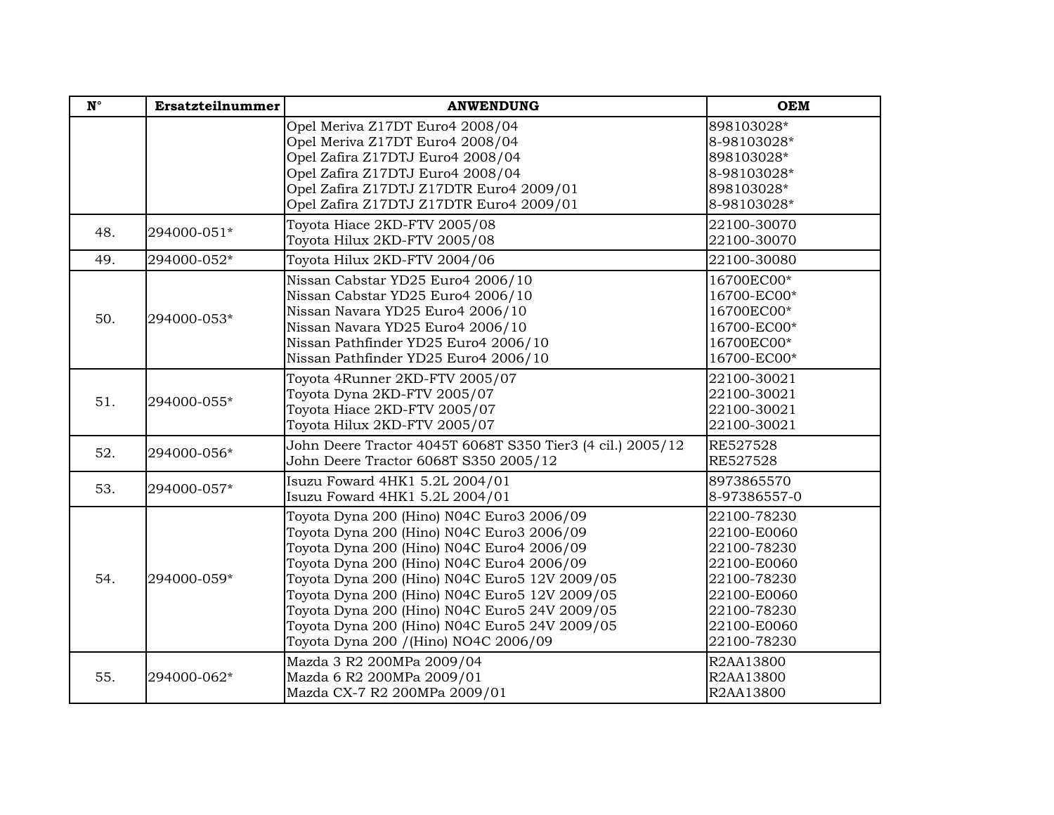| N° | Ersatzteilnummer | ANWENDUNG | OEM |
|---|---|---|---|
| | | Opel Meriva Z17DT Euro4 2008/04<br>Opel Meriva Z17DT Euro4 2008/04<br>Opel Zafira Z17DTJ Euro4 2008/04<br>Opel Zafira Z17DTJ Euro4 2008/04<br>Opel Zafira Z17DTJ Z17DTR Euro4 2009/01<br>Opel Zafira Z17DTJ Z17DTR Euro4 2009/01 | 898103028*<br>8-98103028*<br>898103028*<br>8-98103028*<br>898103028*<br>8-98103028* |
| 48. | 294000-051* | Toyota Hiace 2KD-FTV 2005/08<br>Toyota Hilux 2KD-FTV 2005/08 | 22100-30070<br>22100-30070 |
| 49. | 294000-052* | Toyota Hilux 2KD-FTV 2004/06 | 22100-30080 |
| 50. | 294000-053* | Nissan Cabstar YD25 Euro4 2006/10<br>Nissan Cabstar YD25 Euro4 2006/10<br>Nissan Navara YD25 Euro4 2006/10<br>Nissan Navara YD25 Euro4 2006/10<br>Nissan Pathfinder YD25 Euro4 2006/10<br>Nissan Pathfinder YD25 Euro4 2006/10 | 16700EC00*<br>16700-EC00*<br>16700EC00*<br>16700-EC00*<br>16700EC00*<br>16700-EC00* |
| 51. | 294000-055* | Toyota 4Runner 2KD-FTV 2005/07<br>Toyota Dyna 2KD-FTV 2005/07<br>Toyota Hiace 2KD-FTV 2005/07<br>Toyota Hilux 2KD-FTV 2005/07 | 22100-30021<br>22100-30021<br>22100-30021<br>22100-30021 |
| 52. | 294000-056* | John Deere Tractor 4045T 6068T S350 Tier3 (4 cil.) 2005/12<br>John Deere Tractor 6068T S350 2005/12 | RE527528<br>RE527528 |
| 53. | 294000-057* | Isuzu Foward 4HK1 5.2L 2004/01<br>Isuzu Foward 4HK1 5.2L 2004/01 | 8973865570<br>8-97386557-0 |
| 54. | 294000-059* | Toyota Dyna 200 (Hino) N04C Euro3 2006/09<br>Toyota Dyna 200 (Hino) N04C Euro3 2006/09<br>Toyota Dyna 200 (Hino) N04C Euro4 2006/09<br>Toyota Dyna 200 (Hino) N04C Euro4 2006/09<br>Toyota Dyna 200 (Hino) N04C Euro5 12V 2009/05<br>Toyota Dyna 200 (Hino) N04C Euro5 12V 2009/05<br>Toyota Dyna 200 (Hino) N04C Euro5 24V 2009/05<br>Toyota Dyna 200 (Hino) N04C Euro5 24V 2009/05<br>Toyota Dyna 200 /(Hino) NO4C 2006/09 | 22100-78230<br>22100-E0060<br>22100-78230<br>22100-E0060<br>22100-78230<br>22100-E0060<br>22100-78230<br>22100-E0060<br>22100-78230 |
| 55. | 294000-062* | Mazda 3 R2 200MPa 2009/04<br>Mazda 6 R2 200MPa 2009/01<br>Mazda CX-7 R2 200MPa 2009/01 | R2AA13800<br>R2AA13800<br>R2AA13800 |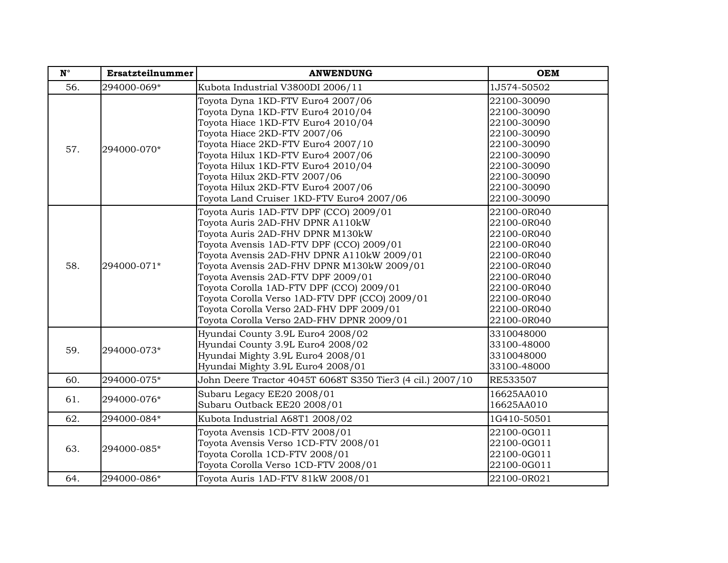| N° | Ersatzteilnummer | ANWENDUNG | OEM |
| --- | --- | --- | --- |
| 56. | 294000-069* | Kubota Industrial V3800DI 2006/11 | 1J574-50502 |
| 57. | 294000-070* | Toyota Dyna 1KD-FTV Euro4 2007/06<br>Toyota Dyna 1KD-FTV Euro4 2010/04<br>Toyota Hiace 1KD-FTV Euro4 2010/04<br>Toyota Hiace 2KD-FTV 2007/06<br>Toyota Hiace 2KD-FTV Euro4 2007/10<br>Toyota Hilux 1KD-FTV Euro4 2007/06<br>Toyota Hilux 1KD-FTV Euro4 2010/04<br>Toyota Hilux 2KD-FTV 2007/06<br>Toyota Hilux 2KD-FTV Euro4 2007/06<br>Toyota Land Cruiser 1KD-FTV Euro4 2007/06 | 22100-30090<br>22100-30090<br>22100-30090<br>22100-30090<br>22100-30090<br>22100-30090<br>22100-30090<br>22100-30090<br>22100-30090<br>22100-30090 |
| 58. | 294000-071* | Toyota Auris 1AD-FTV DPF (CCO) 2009/01<br>Toyota Auris 2AD-FHV DPNR A110kW<br>Toyota Auris 2AD-FHV DPNR M130kW<br>Toyota Avensis 1AD-FTV DPF (CCO) 2009/01<br>Toyota Avensis 2AD-FHV DPNR A110kW 2009/01<br>Toyota Avensis 2AD-FHV DPNR M130kW 2009/01<br>Toyota Avensis 2AD-FTV DPF 2009/01<br>Toyota Corolla 1AD-FTV DPF (CCO) 2009/01<br>Toyota Corolla Verso 1AD-FTV DPF (CCO) 2009/01<br>Toyota Corolla Verso 2AD-FHV DPF 2009/01<br>Toyota Corolla Verso 2AD-FHV DPNR 2009/01 | 22100-0R040<br>22100-0R040<br>22100-0R040<br>22100-0R040<br>22100-0R040<br>22100-0R040<br>22100-0R040<br>22100-0R040<br>22100-0R040<br>22100-0R040<br>22100-0R040 |
| 59. | 294000-073* | Hyundai County 3.9L Euro4 2008/02<br>Hyundai County 3.9L Euro4 2008/02<br>Hyundai Mighty 3.9L Euro4 2008/01<br>Hyundai Mighty 3.9L Euro4 2008/01 | 3310048000<br>33100-48000<br>3310048000<br>33100-48000 |
| 60. | 294000-075* | John Deere Tractor 4045T 6068T S350 Tier3 (4 cil.) 2007/10 | RE533507 |
| 61. | 294000-076* | Subaru Legacy EE20 2008/01<br>Subaru Outback EE20 2008/01 | 16625AA010<br>16625AA010 |
| 62. | 294000-084* | Kubota Industrial A68T1 2008/02 | 1G410-50501 |
| 63. | 294000-085* | Toyota Avensis 1CD-FTV 2008/01<br>Toyota Avensis Verso 1CD-FTV 2008/01<br>Toyota Corolla 1CD-FTV 2008/01<br>Toyota Corolla Verso 1CD-FTV 2008/01 | 22100-0G011<br>22100-0G011<br>22100-0G011<br>22100-0G011 |
| 64. | 294000-086* | Toyota Auris 1AD-FTV 81kW 2008/01 | 22100-0R021 |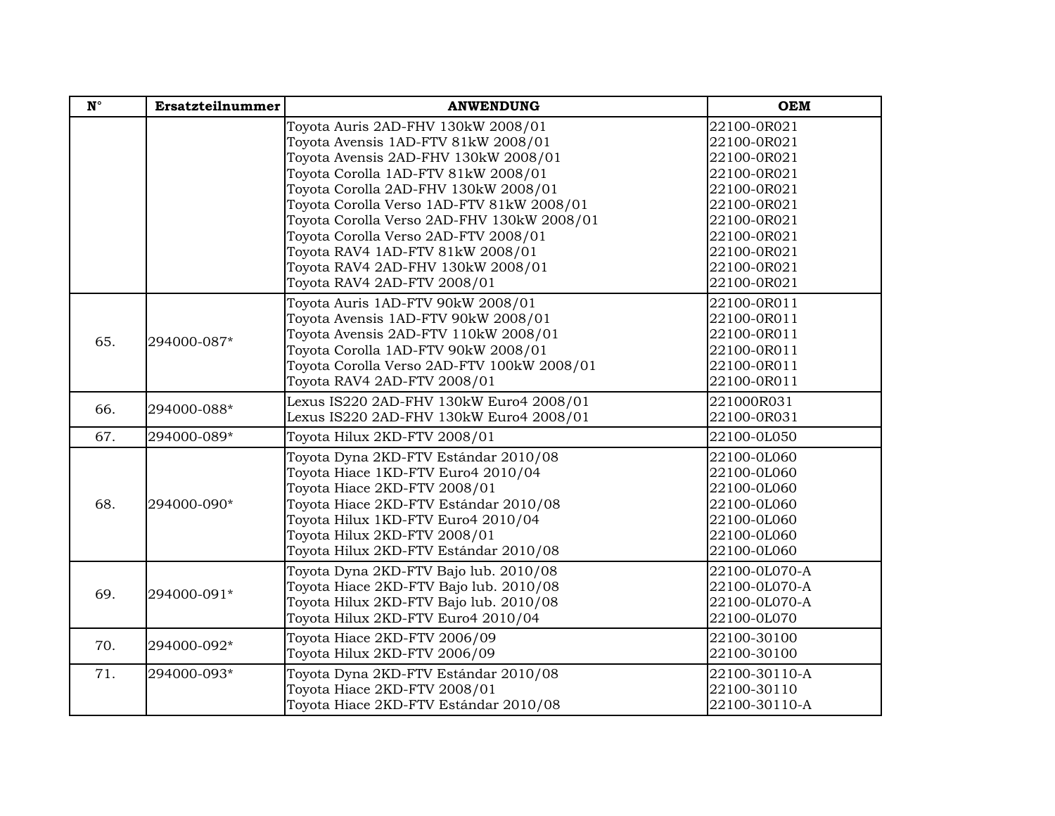| N° | Ersatzteilnummer | ANWENDUNG | OEM |
|---|---|---|---|
| | | Toyota Auris 2AD-FHV 130kW 2008/01<br>Toyota Avensis 1AD-FTV 81kW 2008/01<br>Toyota Avensis 2AD-FHV 130kW 2008/01<br>Toyota Corolla 1AD-FTV 81kW 2008/01<br>Toyota Corolla 2AD-FHV 130kW 2008/01<br>Toyota Corolla Verso 1AD-FTV 81kW 2008/01<br>Toyota Corolla Verso 2AD-FHV 130kW 2008/01<br>Toyota Corolla Verso 2AD-FTV 2008/01<br>Toyota RAV4 1AD-FTV 81kW 2008/01<br>Toyota RAV4 2AD-FHV 130kW 2008/01<br>Toyota RAV4 2AD-FTV 2008/01 | 22100-0R021<br>22100-0R021<br>22100-0R021<br>22100-0R021<br>22100-0R021<br>22100-0R021<br>22100-0R021<br>22100-0R021<br>22100-0R021<br>22100-0R021<br>22100-0R021 |
| 65. | 294000-087* | Toyota Auris 1AD-FTV 90kW 2008/01<br>Toyota Avensis 1AD-FTV 90kW 2008/01<br>Toyota Avensis 2AD-FTV 110kW 2008/01<br>Toyota Corolla 1AD-FTV 90kW 2008/01<br>Toyota Corolla Verso 2AD-FTV 100kW 2008/01<br>Toyota RAV4 2AD-FTV 2008/01 | 22100-0R011<br>22100-0R011<br>22100-0R011<br>22100-0R011<br>22100-0R011<br>22100-0R011 |
| 66. | 294000-088* | Lexus IS220 2AD-FHV 130kW Euro4 2008/01<br>Lexus IS220 2AD-FHV 130kW Euro4 2008/01 | 221000R031<br>22100-0R031 |
| 67. | 294000-089* | Toyota Hilux 2KD-FTV 2008/01 | 22100-0L050 |
| 68. | 294000-090* | Toyota Dyna 2KD-FTV Estándar 2010/08<br>Toyota Hiace 1KD-FTV Euro4 2010/04<br>Toyota Hiace 2KD-FTV 2008/01<br>Toyota Hiace 2KD-FTV Estándar 2010/08<br>Toyota Hilux 1KD-FTV Euro4 2010/04<br>Toyota Hilux 2KD-FTV 2008/01<br>Toyota Hilux 2KD-FTV Estándar 2010/08 | 22100-0L060<br>22100-0L060<br>22100-0L060<br>22100-0L060<br>22100-0L060<br>22100-0L060<br>22100-0L060 |
| 69. | 294000-091* | Toyota Dyna 2KD-FTV Bajo lub. 2010/08<br>Toyota Hiace 2KD-FTV Bajo lub. 2010/08<br>Toyota Hilux 2KD-FTV Bajo lub. 2010/08<br>Toyota Hilux 2KD-FTV Euro4 2010/04 | 22100-0L070-A<br>22100-0L070-A<br>22100-0L070-A<br>22100-0L070 |
| 70. | 294000-092* | Toyota Hiace 2KD-FTV 2006/09<br>Toyota Hilux 2KD-FTV 2006/09 | 22100-30100<br>22100-30100 |
| 71. | 294000-093* | Toyota Dyna 2KD-FTV Estándar 2010/08<br>Toyota Hiace 2KD-FTV 2008/01<br>Toyota Hiace 2KD-FTV Estándar 2010/08 | 22100-30110-A<br>22100-30110<br>22100-30110-A |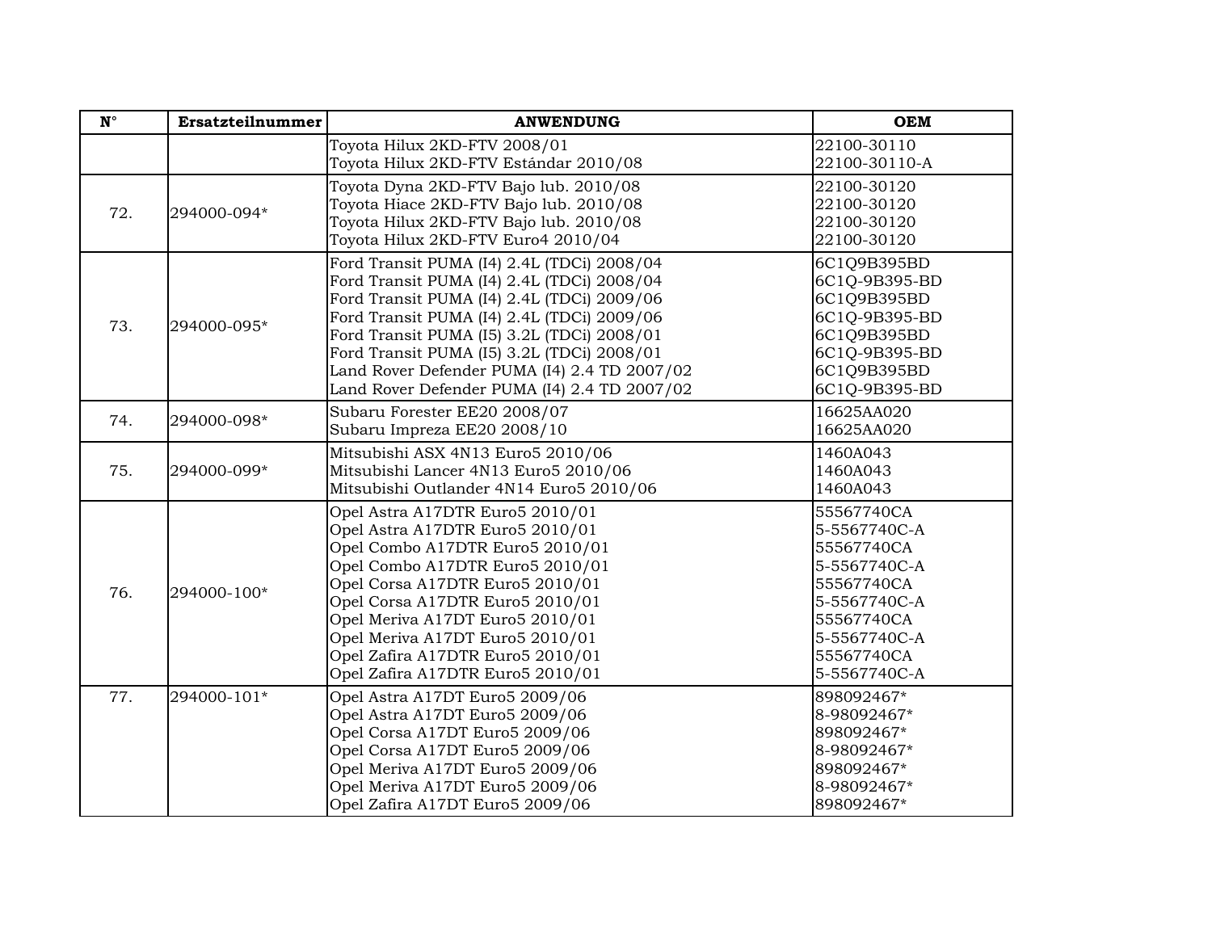| N° | Ersatzteilnummer | ANWENDUNG | OEM |
|---|---|---|---|
| | | Toyota Hilux 2KD-FTV 2008/01<br>Toyota Hilux 2KD-FTV Estándar 2010/08 | 22100-30110<br>22100-30110-A |
| 72. | 294000-094* | Toyota Dyna 2KD-FTV Bajo lub. 2010/08<br>Toyota Hiace 2KD-FTV Bajo lub. 2010/08<br>Toyota Hilux 2KD-FTV Bajo lub. 2010/08<br>Toyota Hilux 2KD-FTV Euro4 2010/04 | 22100-30120<br>22100-30120<br>22100-30120<br>22100-30120 |
| 73. | 294000-095* | Ford Transit PUMA (I4) 2.4L (TDCi) 2008/04<br>Ford Transit PUMA (I4) 2.4L (TDCi) 2008/04<br>Ford Transit PUMA (I4) 2.4L (TDCi) 2009/06<br>Ford Transit PUMA (I4) 2.4L (TDCi) 2009/06<br>Ford Transit PUMA (I5) 3.2L (TDCi) 2008/01<br>Ford Transit PUMA (I5) 3.2L (TDCi) 2008/01<br>Land Rover Defender PUMA (I4) 2.4 TD 2007/02<br>Land Rover Defender PUMA (I4) 2.4 TD 2007/02 | 6C1Q9B395BD<br>6C1Q-9B395-BD<br>6C1Q9B395BD<br>6C1Q-9B395-BD<br>6C1Q9B395BD<br>6C1Q-9B395-BD<br>6C1Q9B395BD<br>6C1Q-9B395-BD |
| 74. | 294000-098* | Subaru Forester EE20 2008/07<br>Subaru Impreza EE20 2008/10 | 16625AA020<br>16625AA020 |
| 75. | 294000-099* | Mitsubishi ASX 4N13 Euro5 2010/06<br>Mitsubishi Lancer 4N13 Euro5 2010/06<br>Mitsubishi Outlander 4N14 Euro5 2010/06 | 1460A043<br>1460A043<br>1460A043 |
| 76. | 294000-100* | Opel Astra A17DTR Euro5 2010/01<br>Opel Astra A17DTR Euro5 2010/01<br>Opel Combo A17DTR Euro5 2010/01<br>Opel Combo A17DTR Euro5 2010/01<br>Opel Corsa A17DTR Euro5 2010/01<br>Opel Corsa A17DTR Euro5 2010/01<br>Opel Meriva A17DT Euro5 2010/01<br>Opel Meriva A17DT Euro5 2010/01<br>Opel Zafira A17DTR Euro5 2010/01<br>Opel Zafira A17DTR Euro5 2010/01 | 55567740CA<br>5-5567740C-A<br>55567740CA<br>5-5567740C-A<br>55567740CA<br>5-5567740C-A<br>55567740CA<br>5-5567740C-A<br>55567740CA<br>5-5567740C-A |
| 77. | 294000-101* | Opel Astra A17DT Euro5 2009/06<br>Opel Astra A17DT Euro5 2009/06<br>Opel Corsa A17DT Euro5 2009/06<br>Opel Corsa A17DT Euro5 2009/06<br>Opel Meriva A17DT Euro5 2009/06<br>Opel Meriva A17DT Euro5 2009/06<br>Opel Zafira A17DT Euro5 2009/06 | 898092467*<br>8-98092467*<br>898092467*<br>8-98092467*<br>898092467*<br>8-98092467*<br>898092467* |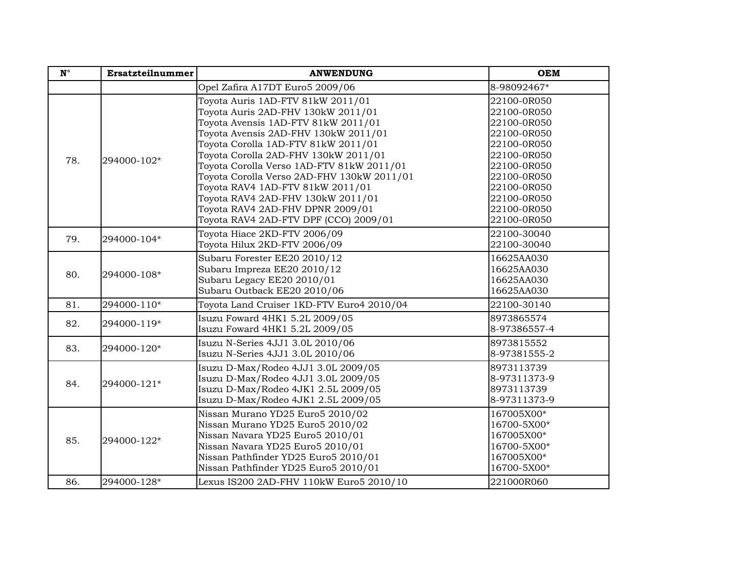| N° | Ersatzteilnummer | ANWENDUNG | OEM |
|---|---|---|---|
| | | Opel Zafira A17DT Euro5 2009/06 | 8-98092467* |
| 78. | 294000-102* | Toyota Auris 1AD-FTV 81kW 2011/01<br>Toyota Auris 2AD-FHV 130kW 2011/01<br>Toyota Avensis 1AD-FTV 81kW 2011/01<br>Toyota Avensis 2AD-FHV 130kW 2011/01<br>Toyota Corolla 1AD-FTV 81kW 2011/01<br>Toyota Corolla 2AD-FHV 130kW 2011/01<br>Toyota Corolla Verso 1AD-FTV 81kW 2011/01<br>Toyota Corolla Verso 2AD-FHV 130kW 2011/01<br>Toyota RAV4 1AD-FTV 81kW 2011/01<br>Toyota RAV4 2AD-FHV 130kW 2011/01<br>Toyota RAV4 2AD-FHV DPNR 2009/01<br>Toyota RAV4 2AD-FTV DPF (CCO) 2009/01 | 22100-0R050<br>22100-0R050<br>22100-0R050<br>22100-0R050<br>22100-0R050<br>22100-0R050<br>22100-0R050<br>22100-0R050<br>22100-0R050<br>22100-0R050<br>22100-0R050<br>22100-0R050 |
| 79. | 294000-104* | Toyota Hiace 2KD-FTV 2006/09<br>Toyota Hilux 2KD-FTV 2006/09 | 22100-30040<br>22100-30040 |
| 80. | 294000-108* | Subaru Forester EE20 2010/12<br>Subaru Impreza EE20 2010/12<br>Subaru Legacy EE20 2010/01<br>Subaru Outback EE20 2010/06 | 16625AA030<br>16625AA030<br>16625AA030<br>16625AA030 |
| 81. | 294000-110* | Toyota Land Cruiser 1KD-FTV Euro4 2010/04 | 22100-30140 |
| 82. | 294000-119* | Isuzu Foward 4HK1 5.2L 2009/05<br>Isuzu Foward 4HK1 5.2L 2009/05 | 8973865574<br>8-97386557-4 |
| 83. | 294000-120* | Isuzu N-Series 4JJ1 3.0L 2010/06<br>Isuzu N-Series 4JJ1 3.0L 2010/06 | 8973815552<br>8-97381555-2 |
| 84. | 294000-121* | Isuzu D-Max/Rodeo 4JJ1 3.0L 2009/05<br>Isuzu D-Max/Rodeo 4JJ1 3.0L 2009/05<br>Isuzu D-Max/Rodeo 4JK1 2.5L 2009/05<br>Isuzu D-Max/Rodeo 4JK1 2.5L 2009/05 | 8973113739<br>8-97311373-9<br>8973113739<br>8-97311373-9 |
| 85. | 294000-122* | Nissan Murano YD25 Euro5 2010/02<br>Nissan Murano YD25 Euro5 2010/02<br>Nissan Navara YD25 Euro5 2010/01<br>Nissan Navara YD25 Euro5 2010/01<br>Nissan Pathfinder YD25 Euro5 2010/01<br>Nissan Pathfinder YD25 Euro5 2010/01 | 167005X00*<br>16700-5X00*<br>167005X00*<br>16700-5X00*<br>167005X00*<br>16700-5X00* |
| 86. | 294000-128* | Lexus IS200 2AD-FHV 110kW Euro5 2010/10 | 221000R060 |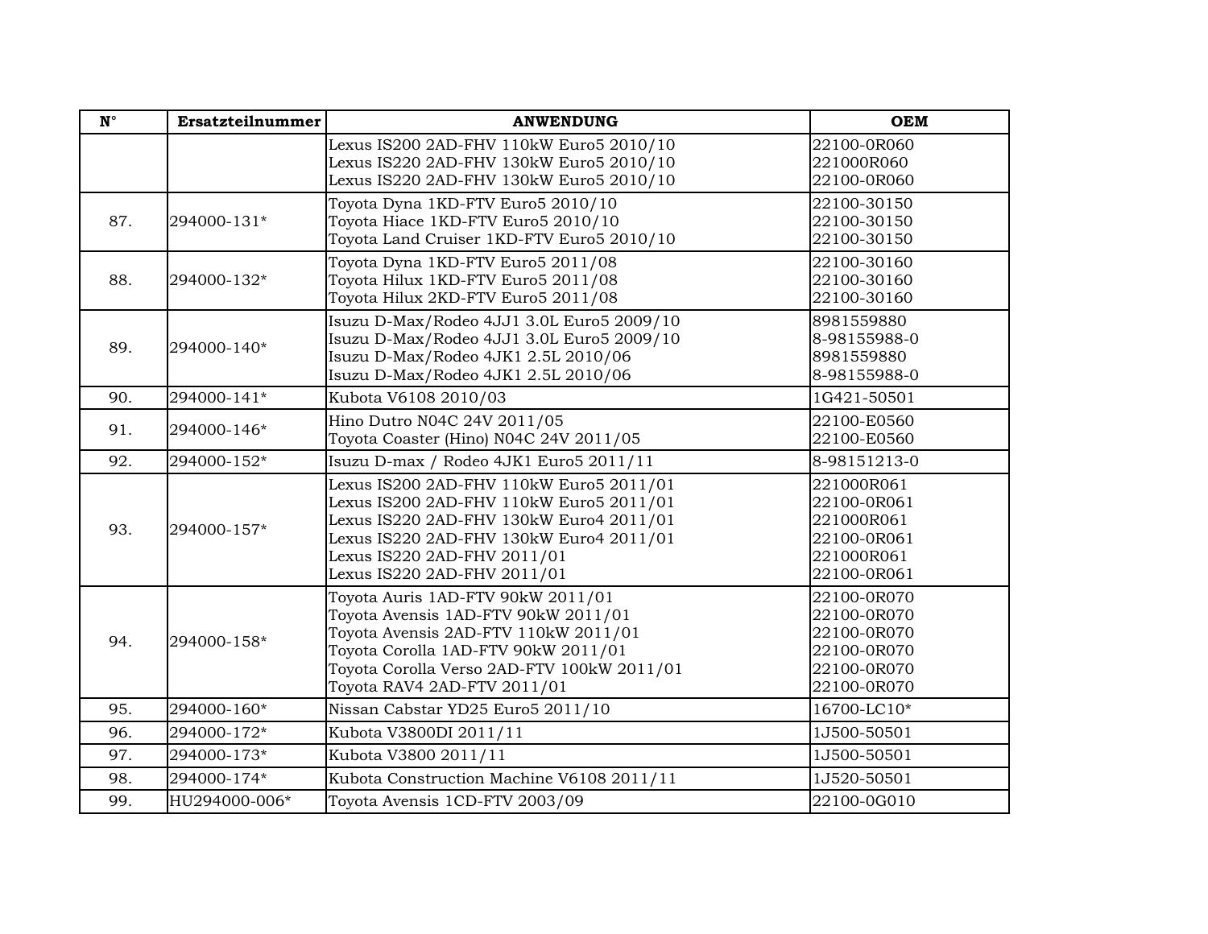| N° | Ersatzteilnummer | ANWENDUNG | OEM |
|---|---|---|---|
| | | Lexus IS200 2AD-FHV 110kW Euro5 2010/10<br>Lexus IS220 2AD-FHV 130kW Euro5 2010/10<br>Lexus IS220 2AD-FHV 130kW Euro5 2010/10 | 22100-0R060<br>221000R060<br>22100-0R060 |
| 87. | 294000-131* | Toyota Dyna 1KD-FTV Euro5 2010/10<br>Toyota Hiace 1KD-FTV Euro5 2010/10<br>Toyota Land Cruiser 1KD-FTV Euro5 2010/10 | 22100-30150<br>22100-30150<br>22100-30150 |
| 88. | 294000-132* | Toyota Dyna 1KD-FTV Euro5 2011/08<br>Toyota Hilux 1KD-FTV Euro5 2011/08<br>Toyota Hilux 2KD-FTV Euro5 2011/08 | 22100-30160<br>22100-30160<br>22100-30160 |
| 89. | 294000-140* | Isuzu D-Max/Rodeo 4JJ1 3.0L Euro5 2009/10<br>Isuzu D-Max/Rodeo 4JJ1 3.0L Euro5 2009/10<br>Isuzu D-Max/Rodeo 4JK1 2.5L 2010/06<br>Isuzu D-Max/Rodeo 4JK1 2.5L 2010/06 | 8981559880<br>8-98155988-0<br>8981559880<br>8-98155988-0 |
| 90. | 294000-141* | Kubota V6108 2010/03 | 1G421-50501 |
| 91. | 294000-146* | Hino Dutro N04C 24V 2011/05<br>Toyota Coaster (Hino) N04C 24V 2011/05 | 22100-E0560<br>22100-E0560 |
| 92. | 294000-152* | Isuzu D-max / Rodeo 4JK1 Euro5 2011/11 | 8-98151213-0 |
| 93. | 294000-157* | Lexus IS200 2AD-FHV 110kW Euro5 2011/01<br>Lexus IS200 2AD-FHV 110kW Euro5 2011/01<br>Lexus IS220 2AD-FHV 130kW Euro4 2011/01<br>Lexus IS220 2AD-FHV 130kW Euro4 2011/01<br>Lexus IS220 2AD-FHV 2011/01<br>Lexus IS220 2AD-FHV 2011/01 | 221000R061<br>22100-0R061<br>221000R061<br>22100-0R061<br>221000R061<br>22100-0R061 |
| 94. | 294000-158* | Toyota Auris 1AD-FTV 90kW 2011/01<br>Toyota Avensis 1AD-FTV 90kW 2011/01<br>Toyota Avensis 2AD-FTV 110kW 2011/01<br>Toyota Corolla 1AD-FTV 90kW 2011/01<br>Toyota Corolla Verso 2AD-FTV 100kW 2011/01<br>Toyota RAV4 2AD-FTV 2011/01 | 22100-0R070<br>22100-0R070<br>22100-0R070<br>22100-0R070<br>22100-0R070<br>22100-0R070 |
| 95. | 294000-160* | Nissan Cabstar YD25 Euro5 2011/10 | 16700-LC10* |
| 96. | 294000-172* | Kubota V3800DI 2011/11 | 1J500-50501 |
| 97. | 294000-173* | Kubota V3800 2011/11 | 1J500-50501 |
| 98. | 294000-174* | Kubota Construction Machine V6108 2011/11 | 1J520-50501 |
| 99. | HU294000-006* | Toyota Avensis 1CD-FTV 2003/09 | 22100-0G010 |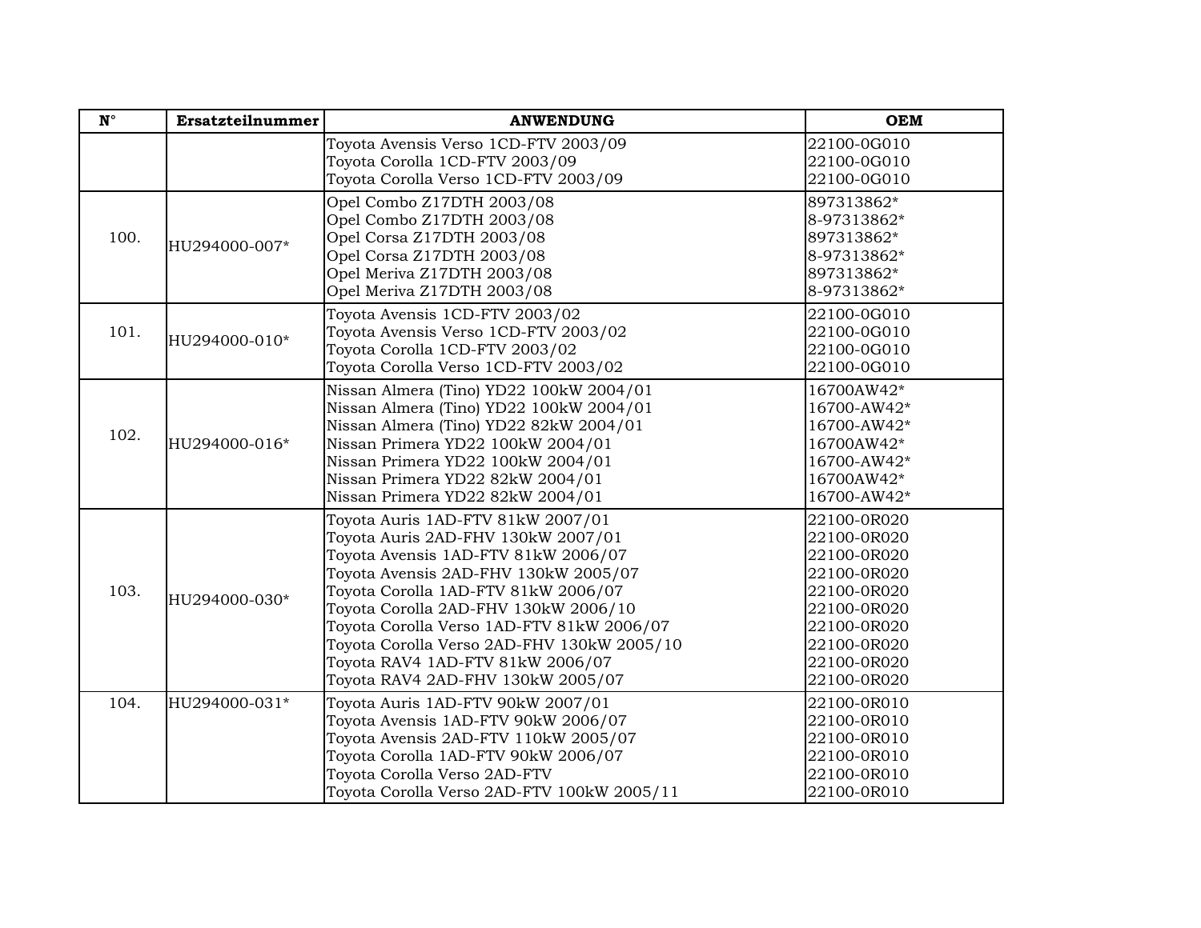| N° | Ersatzteilnummer | ANWENDUNG | OEM |
|---|---|---|---|
| | | Toyota Avensis Verso 1CD-FTV 2003/09<br>Toyota Corolla 1CD-FTV 2003/09<br>Toyota Corolla Verso 1CD-FTV 2003/09 | 22100-0G010<br>22100-0G010<br>22100-0G010 |
| 100. | HU294000-007* | Opel Combo Z17DTH 2003/08<br>Opel Combo Z17DTH 2003/08<br>Opel Corsa Z17DTH 2003/08<br>Opel Corsa Z17DTH 2003/08<br>Opel Meriva Z17DTH 2003/08<br>Opel Meriva Z17DTH 2003/08 | 897313862*<br>8-97313862*<br>897313862*<br>8-97313862*<br>897313862*<br>8-97313862* |
| 101. | HU294000-010* | Toyota Avensis 1CD-FTV 2003/02<br>Toyota Avensis Verso 1CD-FTV 2003/02<br>Toyota Corolla 1CD-FTV 2003/02<br>Toyota Corolla Verso 1CD-FTV 2003/02 | 22100-0G010<br>22100-0G010<br>22100-0G010<br>22100-0G010 |
| 102. | HU294000-016* | Nissan Almera (Tino) YD22 100kW 2004/01<br>Nissan Almera (Tino) YD22 100kW 2004/01<br>Nissan Almera (Tino) YD22 82kW 2004/01<br>Nissan Primera YD22 100kW 2004/01<br>Nissan Primera YD22 100kW 2004/01<br>Nissan Primera YD22 82kW 2004/01<br>Nissan Primera YD22 82kW 2004/01 | 16700AW42*<br>16700-AW42*<br>16700-AW42*<br>16700AW42*<br>16700-AW42*<br>16700AW42*<br>16700-AW42* |
| 103. | HU294000-030* | Toyota Auris 1AD-FTV 81kW 2007/01<br>Toyota Auris 2AD-FHV 130kW 2007/01<br>Toyota Avensis 1AD-FTV 81kW 2006/07<br>Toyota Avensis 2AD-FHV 130kW 2005/07<br>Toyota Corolla 1AD-FTV 81kW 2006/07<br>Toyota Corolla 2AD-FHV 130kW 2006/10<br>Toyota Corolla Verso 1AD-FTV 81kW 2006/07<br>Toyota Corolla Verso 2AD-FHV 130kW 2005/10<br>Toyota RAV4 1AD-FTV 81kW 2006/07<br>Toyota RAV4 2AD-FHV 130kW 2005/07 | 22100-0R020<br>22100-0R020<br>22100-0R020<br>22100-0R020<br>22100-0R020<br>22100-0R020<br>22100-0R020<br>22100-0R020<br>22100-0R020<br>22100-0R020 |
| 104. | HU294000-031* | Toyota Auris 1AD-FTV 90kW 2007/01<br>Toyota Avensis 1AD-FTV 90kW 2006/07<br>Toyota Avensis 2AD-FTV 110kW 2005/07<br>Toyota Corolla 1AD-FTV 90kW 2006/07<br>Toyota Corolla Verso 2AD-FTV<br>Toyota Corolla Verso 2AD-FTV 100kW 2005/11 | 22100-0R010<br>22100-0R010<br>22100-0R010<br>22100-0R010<br>22100-0R010<br>22100-0R010 |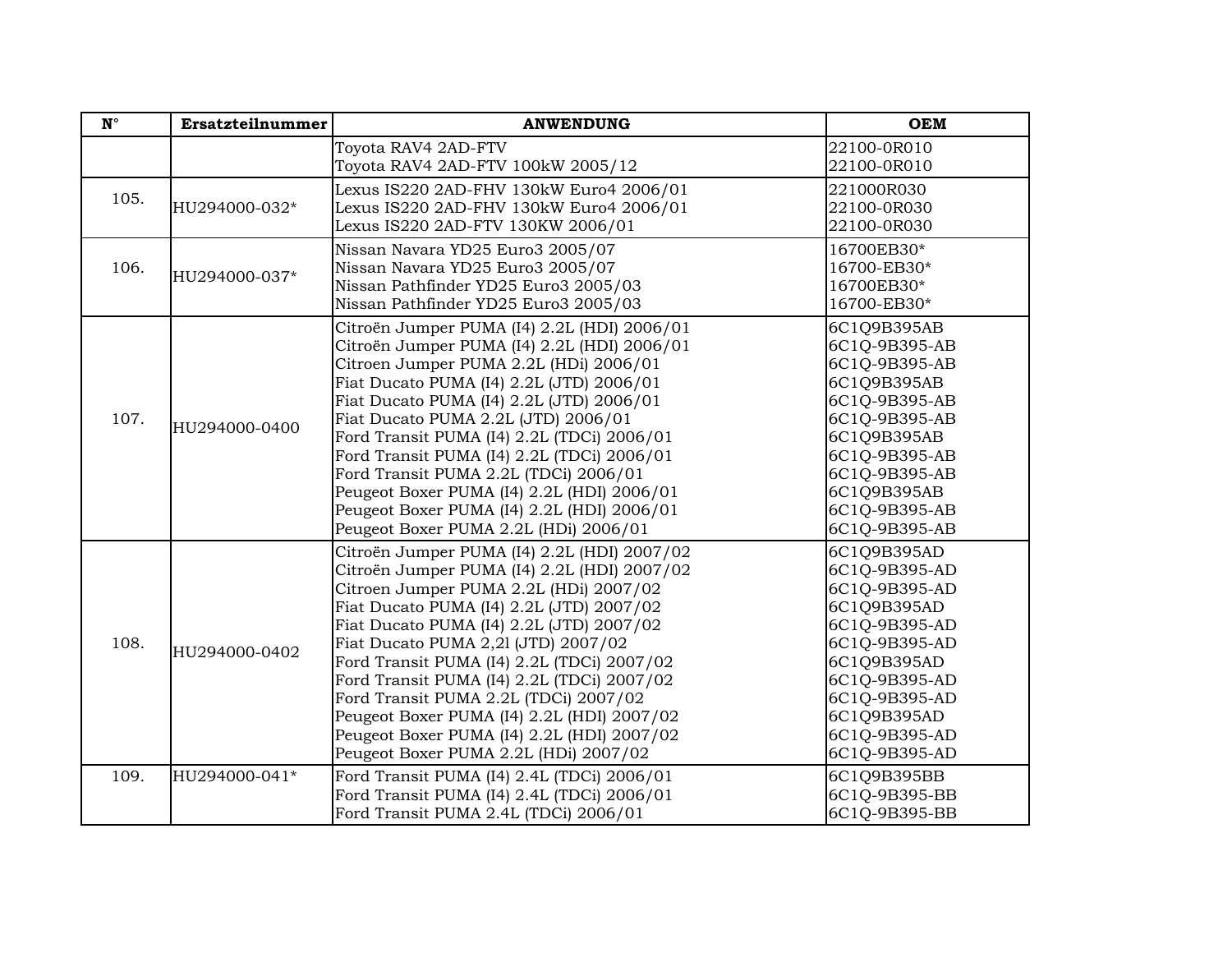| N° | Ersatzteilnummer | ANWENDUNG | OEM |
|---|---|---|---|
| | | Toyota RAV4 2AD-FTV<br>Toyota RAV4 2AD-FTV 100kW 2005/12 | 22100-0R010<br>22100-0R010 |
| 105. | HU294000-032* | Lexus IS220 2AD-FHV 130kW Euro4 2006/01<br>Lexus IS220 2AD-FHV 130kW Euro4 2006/01<br>Lexus IS220 2AD-FTV 130KW 2006/01 | 221000R030<br>22100-0R030<br>22100-0R030 |
| 106. | HU294000-037* | Nissan Navara YD25 Euro3 2005/07<br>Nissan Navara YD25 Euro3 2005/07<br>Nissan Pathfinder YD25 Euro3 2005/03<br>Nissan Pathfinder YD25 Euro3 2005/03 | 16700EB30*<br>16700-EB30*<br>16700EB30*<br>16700-EB30* |
| 107. | HU294000-0400 | Citroën Jumper PUMA (I4) 2.2L (HDI) 2006/01<br>Citroën Jumper PUMA (I4) 2.2L (HDI) 2006/01<br>Citroen Jumper PUMA 2.2L (HDi) 2006/01<br>Fiat Ducato PUMA (I4) 2.2L (JTD) 2006/01<br>Fiat Ducato PUMA (I4) 2.2L (JTD) 2006/01<br>Fiat Ducato PUMA 2.2L (JTD) 2006/01<br>Ford Transit PUMA (I4) 2.2L (TDCi) 2006/01<br>Ford Transit PUMA (I4) 2.2L (TDCi) 2006/01<br>Ford Transit PUMA 2.2L (TDCi) 2006/01<br>Peugeot Boxer PUMA (I4) 2.2L (HDI) 2006/01<br>Peugeot Boxer PUMA (I4) 2.2L (HDI) 2006/01<br>Peugeot Boxer PUMA 2.2L (HDi) 2006/01 | 6C1Q9B395AB<br>6C1Q-9B395-AB<br>6C1Q-9B395-AB<br>6C1Q9B395AB<br>6C1Q-9B395-AB<br>6C1Q-9B395-AB<br>6C1Q9B395AB<br>6C1Q-9B395-AB<br>6C1Q-9B395-AB<br>6C1Q9B395AB<br>6C1Q-9B395-AB<br>6C1Q-9B395-AB |
| 108. | HU294000-0402 | Citroën Jumper PUMA (I4) 2.2L (HDI) 2007/02<br>Citroën Jumper PUMA (I4) 2.2L (HDI) 2007/02<br>Citroen Jumper PUMA 2.2L (HDi) 2007/02<br>Fiat Ducato PUMA (I4) 2.2L (JTD) 2007/02<br>Fiat Ducato PUMA (I4) 2.2L (JTD) 2007/02<br>Fiat Ducato PUMA 2,2l (JTD) 2007/02<br>Ford Transit PUMA (I4) 2.2L (TDCi) 2007/02<br>Ford Transit PUMA (I4) 2.2L (TDCi) 2007/02<br>Ford Transit PUMA 2.2L (TDCi) 2007/02<br>Peugeot Boxer PUMA (I4) 2.2L (HDI) 2007/02<br>Peugeot Boxer PUMA (I4) 2.2L (HDI) 2007/02<br>Peugeot Boxer PUMA 2.2L (HDi) 2007/02 | 6C1Q9B395AD<br>6C1Q-9B395-AD<br>6C1Q-9B395-AD<br>6C1Q9B395AD<br>6C1Q-9B395-AD<br>6C1Q-9B395-AD<br>6C1Q9B395AD<br>6C1Q-9B395-AD<br>6C1Q-9B395-AD<br>6C1Q9B395AD<br>6C1Q-9B395-AD<br>6C1Q-9B395-AD |
| 109. | HU294000-041* | Ford Transit PUMA (I4) 2.4L (TDCi) 2006/01<br>Ford Transit PUMA (I4) 2.4L (TDCi) 2006/01<br>Ford Transit PUMA 2.4L (TDCi) 2006/01 | 6C1Q9B395BB<br>6C1Q-9B395-BB<br>6C1Q-9B395-BB |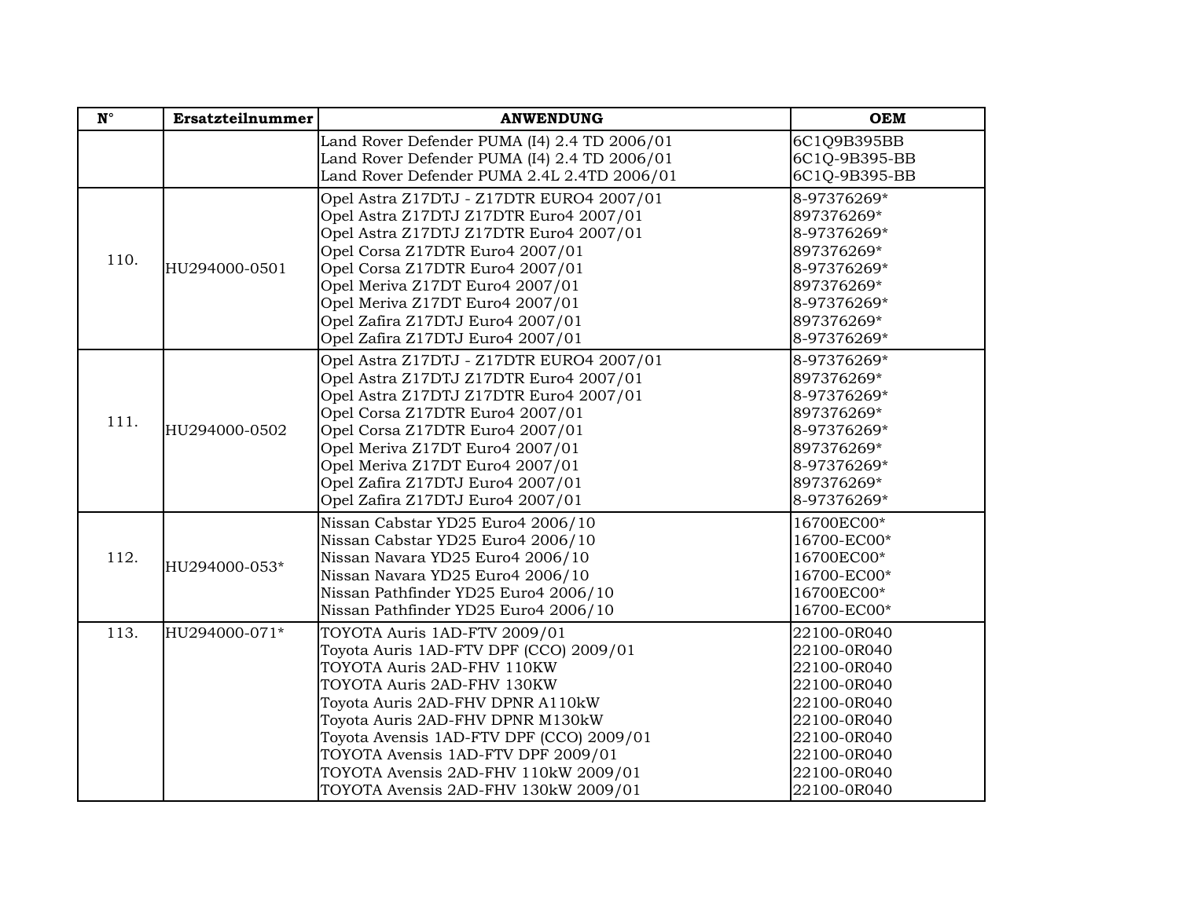| N° | Ersatzteilnummer | ANWENDUNG | OEM |
|---|---|---|---|
| | | Land Rover Defender PUMA (I4) 2.4 TD 2006/01<br>Land Rover Defender PUMA (I4) 2.4 TD 2006/01<br>Land Rover Defender PUMA 2.4L 2.4TD 2006/01 | 6C1Q9B395BB<br>6C1Q-9B395-BB<br>6C1Q-9B395-BB |
| 110. | HU294000-0501 | Opel Astra Z17DTJ - Z17DTR EURO4 2007/01<br>Opel Astra Z17DTJ Z17DTR Euro4 2007/01<br>Opel Astra Z17DTJ Z17DTR Euro4 2007/01<br>Opel Corsa Z17DTR Euro4 2007/01<br>Opel Corsa Z17DTR Euro4 2007/01<br>Opel Meriva Z17DT Euro4 2007/01<br>Opel Meriva Z17DT Euro4 2007/01<br>Opel Zafira Z17DTJ Euro4 2007/01<br>Opel Zafira Z17DTJ Euro4 2007/01 | 8-97376269*<br>897376269*<br>8-97376269*<br>897376269*<br>8-97376269*<br>897376269*<br>8-97376269*<br>897376269*<br>8-97376269* |
| 111. | HU294000-0502 | Opel Astra Z17DTJ - Z17DTR EURO4 2007/01<br>Opel Astra Z17DTJ Z17DTR Euro4 2007/01<br>Opel Astra Z17DTJ Z17DTR Euro4 2007/01<br>Opel Corsa Z17DTR Euro4 2007/01<br>Opel Corsa Z17DTR Euro4 2007/01<br>Opel Meriva Z17DT Euro4 2007/01<br>Opel Meriva Z17DT Euro4 2007/01<br>Opel Zafira Z17DTJ Euro4 2007/01<br>Opel Zafira Z17DTJ Euro4 2007/01 | 8-97376269*<br>897376269*<br>8-97376269*<br>897376269*<br>8-97376269*<br>897376269*<br>8-97376269*<br>897376269*<br>8-97376269* |
| 112. | HU294000-053* | Nissan Cabstar YD25 Euro4 2006/10<br>Nissan Cabstar YD25 Euro4 2006/10<br>Nissan Navara YD25 Euro4 2006/10<br>Nissan Navara YD25 Euro4 2006/10<br>Nissan Pathfinder YD25 Euro4 2006/10<br>Nissan Pathfinder YD25 Euro4 2006/10 | 16700EC00*<br>16700-EC00*<br>16700EC00*<br>16700-EC00*<br>16700EC00*<br>16700-EC00* |
| 113. | HU294000-071* | TOYOTA Auris 1AD-FTV 2009/01<br>Toyota Auris 1AD-FTV DPF (CCO) 2009/01<br>TOYOTA Auris 2AD-FHV 110KW<br>TOYOTA Auris 2AD-FHV 130KW<br>Toyota Auris 2AD-FHV DPNR A110kW<br>Toyota Auris 2AD-FHV DPNR M130kW<br>Toyota Avensis 1AD-FTV DPF (CCO) 2009/01<br>TOYOTA Avensis 1AD-FTV DPF 2009/01<br>TOYOTA Avensis 2AD-FHV 110kW 2009/01<br>TOYOTA Avensis 2AD-FHV 130kW 2009/01 | 22100-0R040<br>22100-0R040<br>22100-0R040<br>22100-0R040<br>22100-0R040<br>22100-0R040<br>22100-0R040<br>22100-0R040<br>22100-0R040<br>22100-0R040 |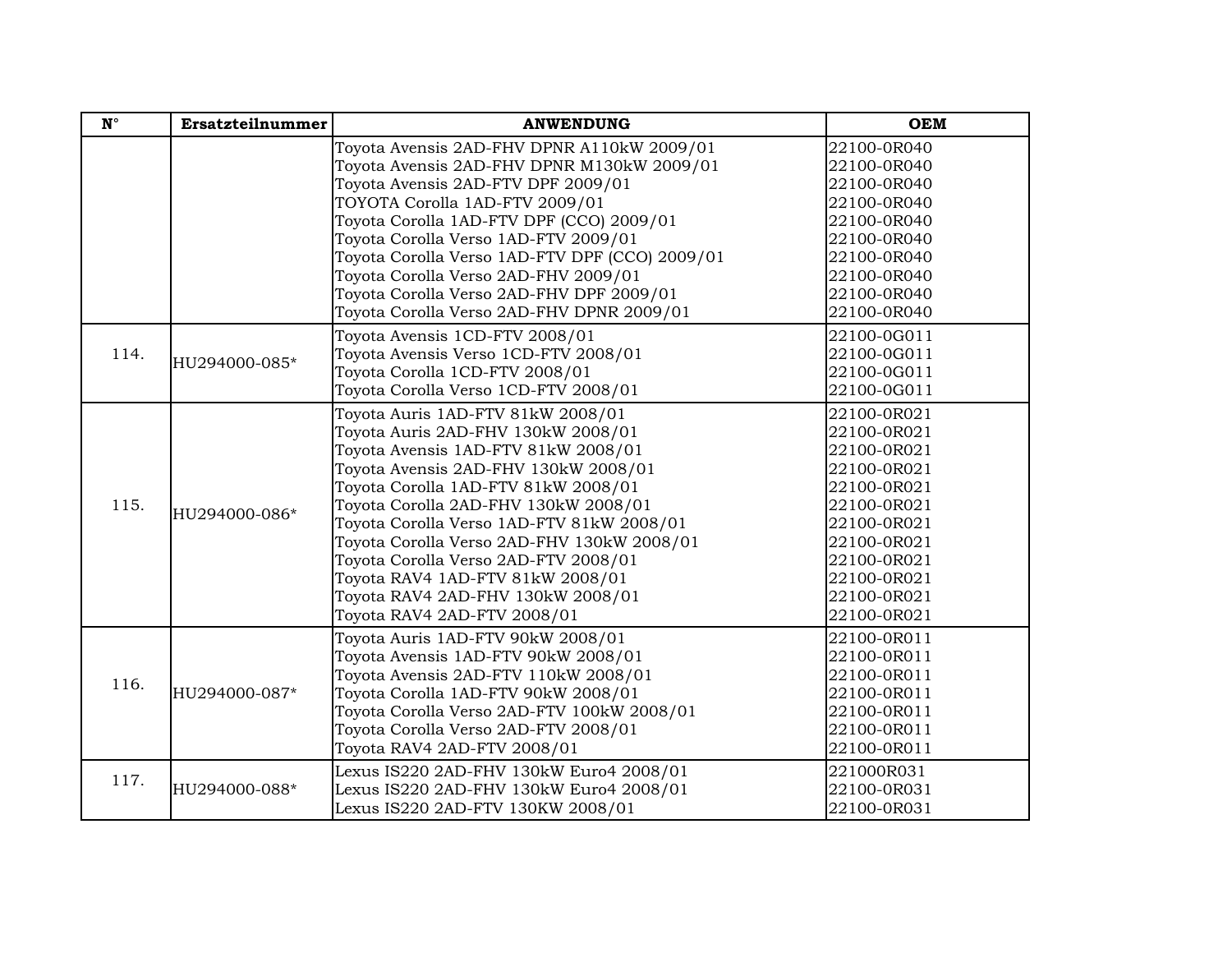| N° | Ersatzteilnummer | ANWENDUNG | OEM |
|---|---|---|---|
| | | Toyota Avensis 2AD-FHV DPNR A110kW 2009/01<br>Toyota Avensis 2AD-FHV DPNR M130kW 2009/01<br>Toyota Avensis 2AD-FTV DPF 2009/01<br>TOYOTA Corolla 1AD-FTV 2009/01<br>Toyota Corolla 1AD-FTV DPF (CCO) 2009/01<br>Toyota Corolla Verso 1AD-FTV 2009/01<br>Toyota Corolla Verso 1AD-FTV DPF (CCO) 2009/01<br>Toyota Corolla Verso 2AD-FHV 2009/01<br>Toyota Corolla Verso 2AD-FHV DPF 2009/01<br>Toyota Corolla Verso 2AD-FHV DPNR 2009/01 | 22100-0R040<br>22100-0R040<br>22100-0R040<br>22100-0R040<br>22100-0R040<br>22100-0R040<br>22100-0R040<br>22100-0R040<br>22100-0R040<br>22100-0R040 |
| 114. | HU294000-085* | Toyota Avensis 1CD-FTV 2008/01<br>Toyota Avensis Verso 1CD-FTV 2008/01<br>Toyota Corolla 1CD-FTV 2008/01<br>Toyota Corolla Verso 1CD-FTV 2008/01 | 22100-0G011<br>22100-0G011<br>22100-0G011<br>22100-0G011 |
| 115. | HU294000-086* | Toyota Auris 1AD-FTV 81kW 2008/01<br>Toyota Auris 2AD-FHV 130kW 2008/01<br>Toyota Avensis 1AD-FTV 81kW 2008/01<br>Toyota Avensis 2AD-FHV 130kW 2008/01<br>Toyota Corolla 1AD-FTV 81kW 2008/01<br>Toyota Corolla 2AD-FHV 130kW 2008/01<br>Toyota Corolla Verso 1AD-FTV 81kW 2008/01<br>Toyota Corolla Verso 2AD-FHV 130kW 2008/01<br>Toyota Corolla Verso 2AD-FTV 2008/01<br>Toyota RAV4 1AD-FTV 81kW 2008/01<br>Toyota RAV4 2AD-FHV 130kW 2008/01<br>Toyota RAV4 2AD-FTV 2008/01 | 22100-0R021<br>22100-0R021<br>22100-0R021<br>22100-0R021<br>22100-0R021<br>22100-0R021<br>22100-0R021<br>22100-0R021<br>22100-0R021<br>22100-0R021<br>22100-0R021<br>22100-0R021 |
| 116. | HU294000-087* | Toyota Auris 1AD-FTV 90kW 2008/01<br>Toyota Avensis 1AD-FTV 90kW 2008/01<br>Toyota Avensis 2AD-FTV 110kW 2008/01<br>Toyota Corolla 1AD-FTV 90kW 2008/01<br>Toyota Corolla Verso 2AD-FTV 100kW 2008/01<br>Toyota Corolla Verso 2AD-FTV 2008/01<br>Toyota RAV4 2AD-FTV 2008/01 | 22100-0R011<br>22100-0R011<br>22100-0R011<br>22100-0R011<br>22100-0R011<br>22100-0R011<br>22100-0R011 |
| 117. | HU294000-088* | Lexus IS220 2AD-FHV 130kW Euro4 2008/01<br>Lexus IS220 2AD-FHV 130kW Euro4 2008/01<br>Lexus IS220 2AD-FTV 130KW 2008/01 | 221000R031<br>22100-0R031<br>22100-0R031 |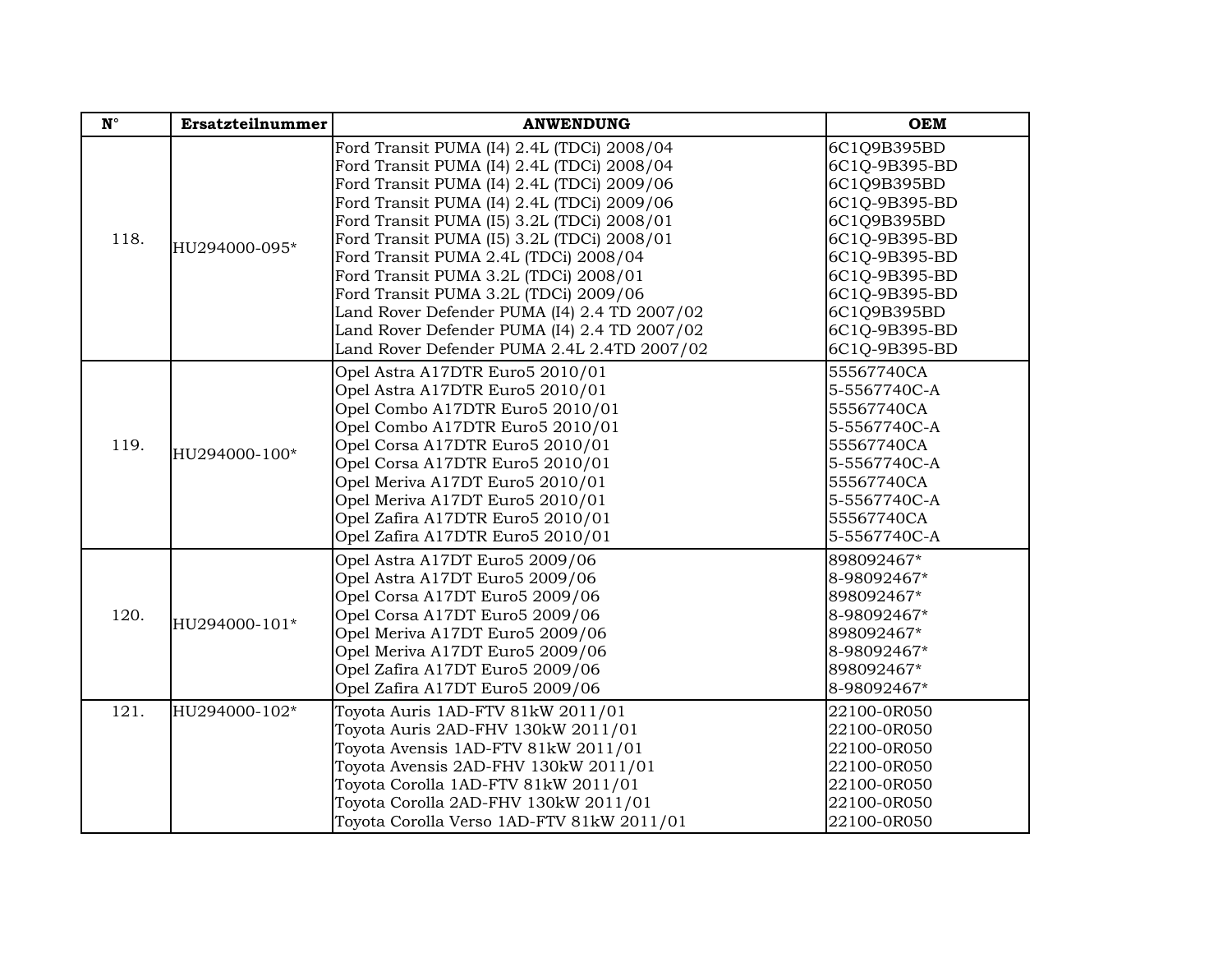| N° | Ersatzteilnummer | ANWENDUNG | OEM |
|---|---|---|---|
| 118. | HU294000-095* | Ford Transit PUMA (I4) 2.4L (TDCi) 2008/04 | 6C1Q9B395BD |
| | | Ford Transit PUMA (I4) 2.4L (TDCi) 2008/04 | 6C1Q-9B395-BD |
| | | Ford Transit PUMA (I4) 2.4L (TDCi) 2009/06 | 6C1Q9B395BD |
| | | Ford Transit PUMA (I4) 2.4L (TDCi) 2009/06 | 6C1Q-9B395-BD |
| | | Ford Transit PUMA (I5) 3.2L (TDCi) 2008/01 | 6C1Q9B395BD |
| | | Ford Transit PUMA (I5) 3.2L (TDCi) 2008/01 | 6C1Q-9B395-BD |
| | | Ford Transit PUMA 2.4L (TDCi) 2008/04 | 6C1Q-9B395-BD |
| | | Ford Transit PUMA 3.2L (TDCi) 2008/01 | 6C1Q-9B395-BD |
| | | Ford Transit PUMA 3.2L (TDCi) 2009/06 | 6C1Q-9B395-BD |
| | | Land Rover Defender PUMA (I4) 2.4 TD 2007/02 | 6C1Q9B395BD |
| | | Land Rover Defender PUMA (I4) 2.4 TD 2007/02 | 6C1Q-9B395-BD |
| | | Land Rover Defender PUMA 2.4L 2.4TD 2007/02 | 6C1Q-9B395-BD |
| 119. | HU294000-100* | Opel Astra A17DTR Euro5 2010/01 | 55567740CA |
| | | Opel Astra A17DTR Euro5 2010/01 | 5-5567740C-A |
| | | Opel Combo A17DTR Euro5 2010/01 | 55567740CA |
| | | Opel Combo A17DTR Euro5 2010/01 | 5-5567740C-A |
| | | Opel Corsa A17DTR Euro5 2010/01 | 55567740CA |
| | | Opel Corsa A17DTR Euro5 2010/01 | 5-5567740C-A |
| | | Opel Meriva A17DT Euro5 2010/01 | 55567740CA |
| | | Opel Meriva A17DT Euro5 2010/01 | 5-5567740C-A |
| | | Opel Zafira A17DTR Euro5 2010/01 | 55567740CA |
| | | Opel Zafira A17DTR Euro5 2010/01 | 5-5567740C-A |
| 120. | HU294000-101* | Opel Astra A17DT Euro5 2009/06 | 898092467* |
| | | Opel Astra A17DT Euro5 2009/06 | 8-98092467* |
| | | Opel Corsa A17DT Euro5 2009/06 | 898092467* |
| | | Opel Corsa A17DT Euro5 2009/06 | 8-98092467* |
| | | Opel Meriva A17DT Euro5 2009/06 | 898092467* |
| | | Opel Meriva A17DT Euro5 2009/06 | 8-98092467* |
| | | Opel Zafira A17DT Euro5 2009/06 | 898092467* |
| | | Opel Zafira A17DT Euro5 2009/06 | 8-98092467* |
| 121. | HU294000-102* | Toyota Auris 1AD-FTV 81kW 2011/01 | 22100-0R050 |
| | | Toyota Auris 2AD-FHV 130kW 2011/01 | 22100-0R050 |
| | | Toyota Avensis 1AD-FTV 81kW 2011/01 | 22100-0R050 |
| | | Toyota Avensis 2AD-FHV 130kW 2011/01 | 22100-0R050 |
| | | Toyota Corolla 1AD-FTV 81kW 2011/01 | 22100-0R050 |
| | | Toyota Corolla 2AD-FHV 130kW 2011/01 | 22100-0R050 |
| | | Toyota Corolla Verso 1AD-FTV 81kW 2011/01 | 22100-0R050 |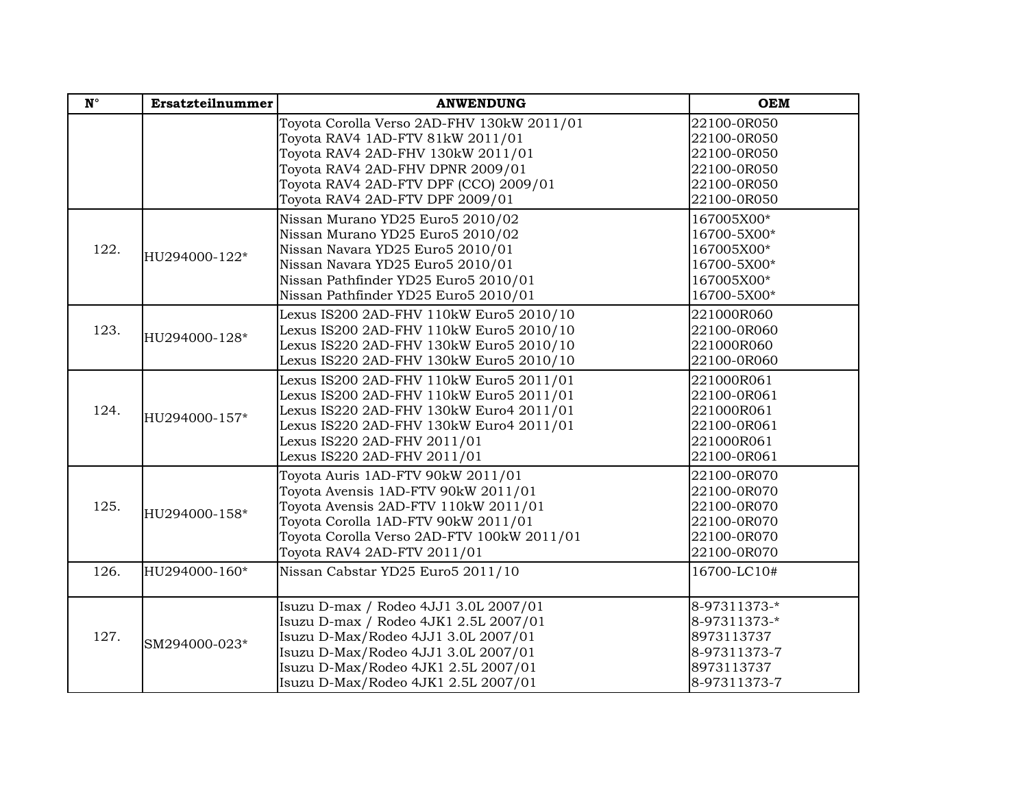| N° | Ersatzteilnummer | ANWENDUNG | OEM |
|---|---|---|---|
| | | Toyota Corolla Verso 2AD-FHV 130kW 2011/01<br>Toyota RAV4 1AD-FTV 81kW 2011/01<br>Toyota RAV4 2AD-FHV 130kW 2011/01<br>Toyota RAV4 2AD-FHV DPNR 2009/01<br>Toyota RAV4 2AD-FTV DPF (CCO) 2009/01<br>Toyota RAV4 2AD-FTV DPF 2009/01 | 22100-0R050<br>22100-0R050<br>22100-0R050<br>22100-0R050<br>22100-0R050<br>22100-0R050 |
| 122. | HU294000-122* | Nissan Murano YD25 Euro5 2010/02<br>Nissan Murano YD25 Euro5 2010/02<br>Nissan Navara YD25 Euro5 2010/01<br>Nissan Navara YD25 Euro5 2010/01<br>Nissan Pathfinder YD25 Euro5 2010/01<br>Nissan Pathfinder YD25 Euro5 2010/01 | 167005X00*<br>16700-5X00*<br>167005X00*<br>16700-5X00*<br>167005X00*<br>16700-5X00* |
| 123. | HU294000-128* | Lexus IS200 2AD-FHV 110kW Euro5 2010/10<br>Lexus IS200 2AD-FHV 110kW Euro5 2010/10<br>Lexus IS220 2AD-FHV 130kW Euro5 2010/10<br>Lexus IS220 2AD-FHV 130kW Euro5 2010/10 | 221000R060<br>22100-0R060<br>221000R060<br>22100-0R060 |
| 124. | HU294000-157* | Lexus IS200 2AD-FHV 110kW Euro5 2011/01<br>Lexus IS200 2AD-FHV 110kW Euro5 2011/01<br>Lexus IS220 2AD-FHV 130kW Euro4 2011/01<br>Lexus IS220 2AD-FHV 130kW Euro4 2011/01<br>Lexus IS220 2AD-FHV 2011/01<br>Lexus IS220 2AD-FHV 2011/01 | 221000R061<br>22100-0R061<br>221000R061<br>22100-0R061<br>221000R061<br>22100-0R061 |
| 125. | HU294000-158* | Toyota Auris 1AD-FTV 90kW 2011/01<br>Toyota Avensis 1AD-FTV 90kW 2011/01<br>Toyota Avensis 2AD-FTV 110kW 2011/01<br>Toyota Corolla 1AD-FTV 90kW 2011/01<br>Toyota Corolla Verso 2AD-FTV 100kW 2011/01<br>Toyota RAV4 2AD-FTV 2011/01 | 22100-0R070<br>22100-0R070<br>22100-0R070<br>22100-0R070<br>22100-0R070<br>22100-0R070 |
| 126. | HU294000-160* | Nissan Cabstar YD25 Euro5 2011/10 | 16700-LC10# |
| 127. | SM294000-023* | Isuzu D-max / Rodeo 4JJ1 3.0L 2007/01<br>Isuzu D-max / Rodeo 4JK1 2.5L 2007/01<br>Isuzu D-Max/Rodeo 4JJ1 3.0L 2007/01<br>Isuzu D-Max/Rodeo 4JJ1 3.0L 2007/01<br>Isuzu D-Max/Rodeo 4JK1 2.5L 2007/01<br>Isuzu D-Max/Rodeo 4JK1 2.5L 2007/01 | 8-97311373-*<br>8-97311373-*<br>8973113737<br>8-97311373-7<br>8973113737<br>8-97311373-7 |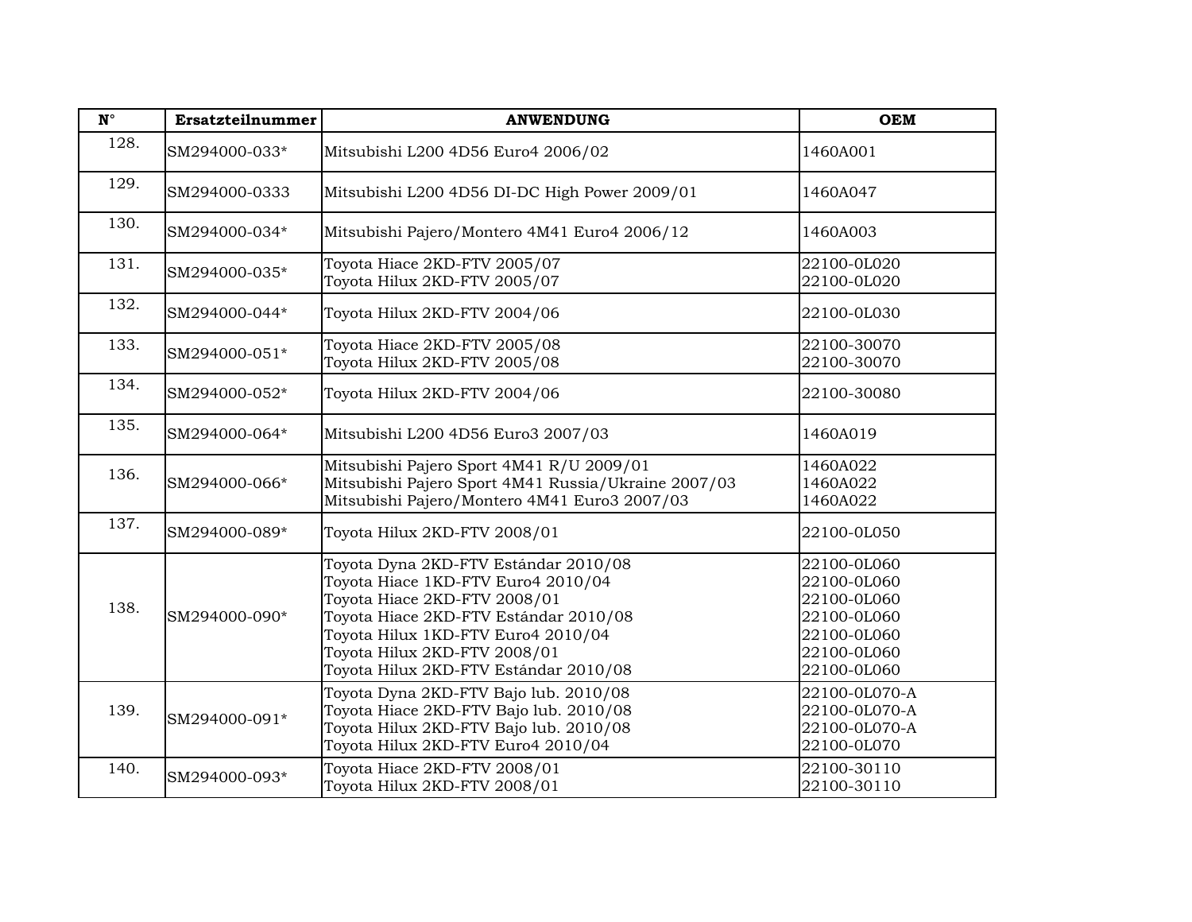| N° | Ersatzteilnummer | ANWENDUNG | OEM |
|---|---|---|---|
| 128. | SM294000-033* | Mitsubishi L200 4D56 Euro4 2006/02 | 1460A001 |
| 129. | SM294000-0333 | Mitsubishi L200 4D56 DI-DC High Power 2009/01 | 1460A047 |
| 130. | SM294000-034* | Mitsubishi Pajero/Montero 4M41 Euro4 2006/12 | 1460A003 |
| 131. | SM294000-035* | Toyota Hiace 2KD-FTV 2005/07<br>Toyota Hilux 2KD-FTV 2005/07 | 22100-0L020<br>22100-0L020 |
| 132. | SM294000-044* | Toyota Hilux 2KD-FTV 2004/06 | 22100-0L030 |
| 133. | SM294000-051* | Toyota Hiace 2KD-FTV 2005/08<br>Toyota Hilux 2KD-FTV 2005/08 | 22100-30070<br>22100-30070 |
| 134. | SM294000-052* | Toyota Hilux 2KD-FTV 2004/06 | 22100-30080 |
| 135. | SM294000-064* | Mitsubishi L200 4D56 Euro3 2007/03 | 1460A019 |
| 136. | SM294000-066* | Mitsubishi Pajero Sport 4M41 R/U 2009/01<br>Mitsubishi Pajero Sport 4M41 Russia/Ukraine 2007/03<br>Mitsubishi Pajero/Montero 4M41 Euro3 2007/03 | 1460A022<br>1460A022<br>1460A022 |
| 137. | SM294000-089* | Toyota Hilux 2KD-FTV 2008/01 | 22100-0L050 |
| 138. | SM294000-090* | Toyota Dyna 2KD-FTV Estándar 2010/08<br>Toyota Hiace 1KD-FTV Euro4 2010/04<br>Toyota Hiace 2KD-FTV 2008/01<br>Toyota Hiace 2KD-FTV Estándar 2010/08<br>Toyota Hilux 1KD-FTV Euro4 2010/04<br>Toyota Hilux 2KD-FTV 2008/01<br>Toyota Hilux 2KD-FTV Estándar 2010/08 | 22100-0L060<br>22100-0L060<br>22100-0L060<br>22100-0L060<br>22100-0L060<br>22100-0L060<br>22100-0L060 |
| 139. | SM294000-091* | Toyota Dyna 2KD-FTV Bajo lub. 2010/08<br>Toyota Hiace 2KD-FTV Bajo lub. 2010/08<br>Toyota Hilux 2KD-FTV Bajo lub. 2010/08<br>Toyota Hilux 2KD-FTV Euro4 2010/04 | 22100-0L070-A<br>22100-0L070-A<br>22100-0L070-A<br>22100-0L070 |
| 140. | SM294000-093* | Toyota Hiace 2KD-FTV 2008/01<br>Toyota Hilux 2KD-FTV 2008/01 | 22100-30110<br>22100-30110 |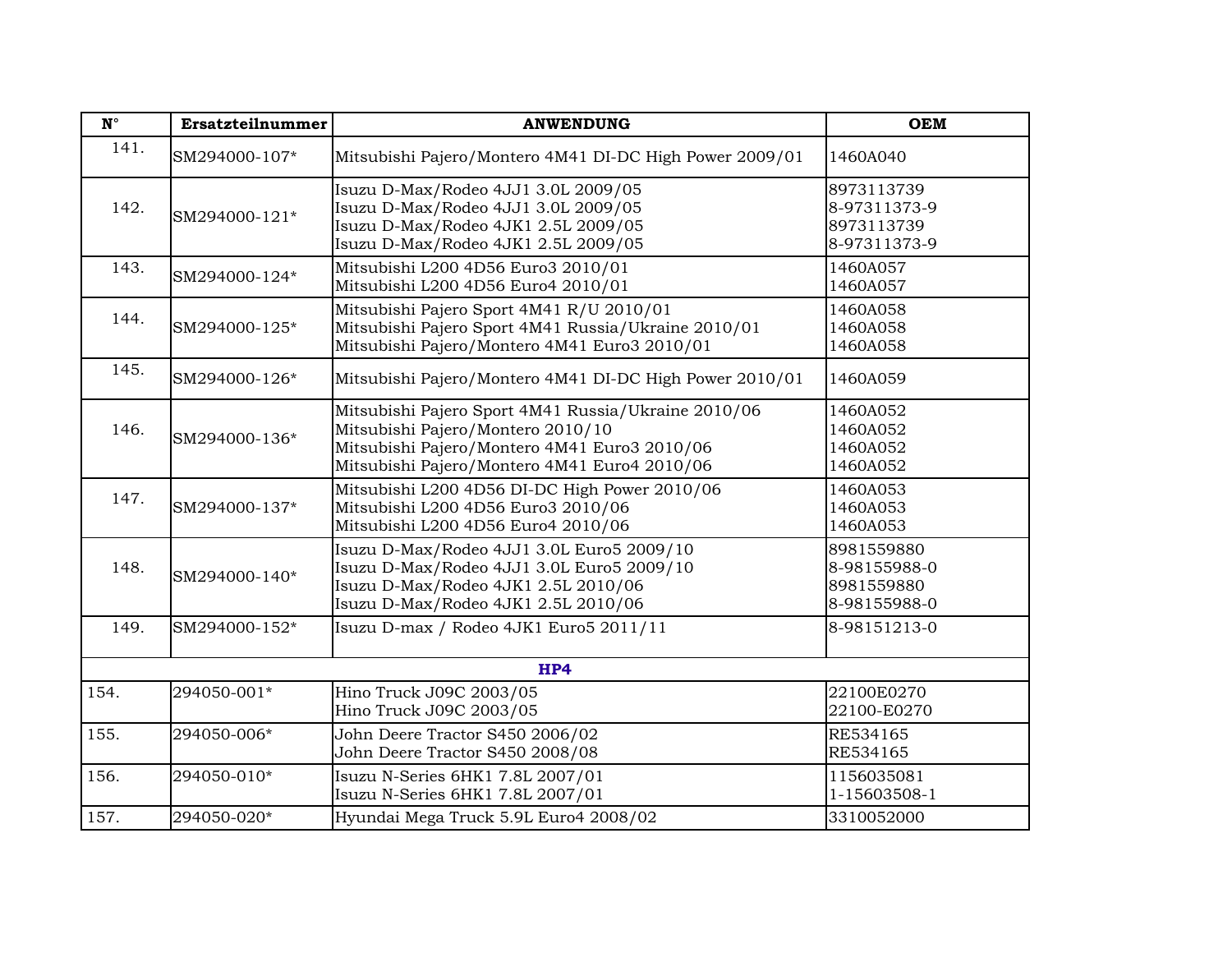| N° | Ersatzteilnummer | ANWENDUNG | OEM |
|---|---|---|---|
| 141. | SM294000-107* | Mitsubishi Pajero/Montero 4M41 DI-DC High Power 2009/01 | 1460A040 |
| 142. | SM294000-121* | Isuzu D-Max/Rodeo 4JJ1 3.0L 2009/05<br>Isuzu D-Max/Rodeo 4JJ1 3.0L 2009/05<br>Isuzu D-Max/Rodeo 4JK1 2.5L 2009/05<br>Isuzu D-Max/Rodeo 4JK1 2.5L 2009/05 | 8973113739<br>8-97311373-9<br>8973113739<br>8-97311373-9 |
| 143. | SM294000-124* | Mitsubishi L200 4D56 Euro3 2010/01<br>Mitsubishi L200 4D56 Euro4 2010/01 | 1460A057<br>1460A057 |
| 144. | SM294000-125* | Mitsubishi Pajero Sport 4M41 R/U 2010/01<br>Mitsubishi Pajero Sport 4M41 Russia/Ukraine 2010/01<br>Mitsubishi Pajero/Montero 4M41 Euro3 2010/01 | 1460A058<br>1460A058<br>1460A058 |
| 145. | SM294000-126* | Mitsubishi Pajero/Montero 4M41 DI-DC High Power 2010/01 | 1460A059 |
| 146. | SM294000-136* | Mitsubishi Pajero Sport 4M41 Russia/Ukraine 2010/06<br>Mitsubishi Pajero/Montero 2010/10<br>Mitsubishi Pajero/Montero 4M41 Euro3 2010/06<br>Mitsubishi Pajero/Montero 4M41 Euro4 2010/06 | 1460A052<br>1460A052<br>1460A052<br>1460A052 |
| 147. | SM294000-137* | Mitsubishi L200 4D56 DI-DC High Power 2010/06<br>Mitsubishi L200 4D56 Euro3 2010/06<br>Mitsubishi L200 4D56 Euro4 2010/06 | 1460A053<br>1460A053<br>1460A053 |
| 148. | SM294000-140* | Isuzu D-Max/Rodeo 4JJ1 3.0L Euro5 2009/10<br>Isuzu D-Max/Rodeo 4JJ1 3.0L Euro5 2009/10<br>Isuzu D-Max/Rodeo 4JK1 2.5L 2010/06<br>Isuzu D-Max/Rodeo 4JK1 2.5L 2010/06 | 8981559880<br>8-98155988-0<br>8981559880<br>8-98155988-0 |
| 149. | SM294000-152* | Isuzu D-max / Rodeo 4JK1 Euro5 2011/11 | 8-98151213-0 |
| | | **HP4** | |
| 154. | 294050-001* | Hino Truck J09C 2003/05<br>Hino Truck J09C 2003/05 | 22100E0270<br>22100-E0270 |
| 155. | 294050-006* | John Deere Tractor S450 2006/02<br>John Deere Tractor S450 2008/08 | RE534165<br>RE534165 |
| 156. | 294050-010* | Isuzu N-Series 6HK1 7.8L 2007/01<br>Isuzu N-Series 6HK1 7.8L 2007/01 | 1156035081<br>1-15603508-1 |
| 157. | 294050-020* | Hyundai Mega Truck 5.9L Euro4 2008/02 | 3310052000 |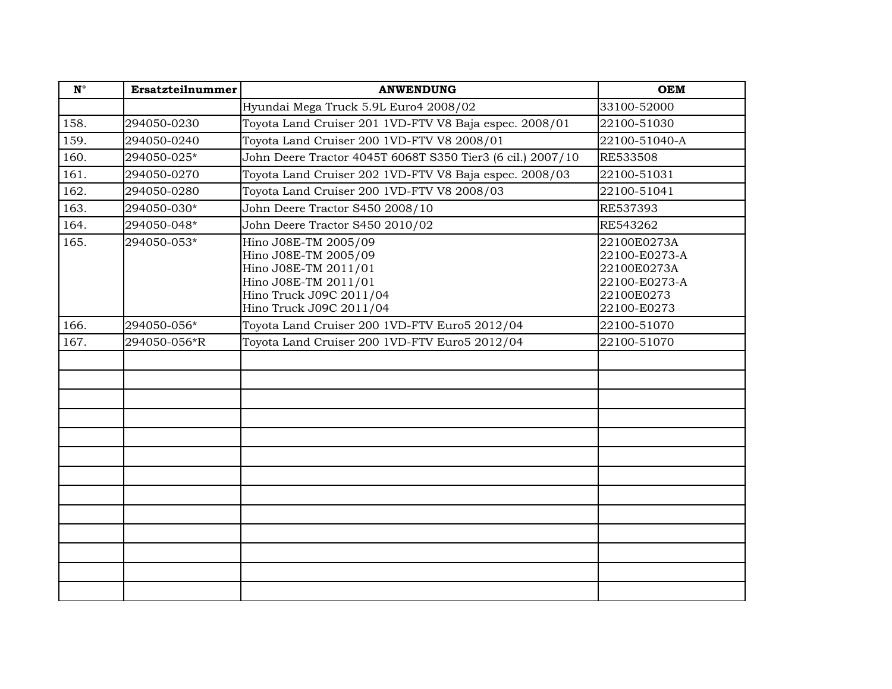| N° | Ersatzteilnummer | ANWENDUNG | OEM |
|---|---|---|---|
| | | Hyundai Mega Truck 5.9L Euro4 2008/02 | 33100-52000 |
| 158. | 294050-0230 | Toyota Land Cruiser 201 1VD-FTV V8 Baja espec. 2008/01 | 22100-51030 |
| 159. | 294050-0240 | Toyota Land Cruiser 200 1VD-FTV V8 2008/01 | 22100-51040-A |
| 160. | 294050-025* | John Deere Tractor 4045T 6068T S350 Tier3 (6 cil.) 2007/10 | RE533508 |
| 161. | 294050-0270 | Toyota Land Cruiser 202 1VD-FTV V8 Baja espec. 2008/03 | 22100-51031 |
| 162. | 294050-0280 | Toyota Land Cruiser 200 1VD-FTV V8 2008/03 | 22100-51041 |
| 163. | 294050-030* | John Deere Tractor S450 2008/10 | RE537393 |
| 164. | 294050-048* | John Deere Tractor S450 2010/02 | RE543262 |
| 165. | 294050-053* | Hino J08E-TM 2005/09<br>Hino J08E-TM 2005/09<br>Hino J08E-TM 2011/01<br>Hino J08E-TM 2011/01<br>Hino Truck J09C 2011/04<br>Hino Truck J09C 2011/04 | 22100E0273A<br>22100-E0273-A<br>22100E0273A<br>22100-E0273-A<br>22100E0273<br>22100-E0273 |
| 166. | 294050-056* | Toyota Land Cruiser 200 1VD-FTV Euro5 2012/04 | 22100-51070 |
| 167. | 294050-056*R | Toyota Land Cruiser 200 1VD-FTV Euro5 2012/04 | 22100-51070 |
| | | | |
| | | | |
| | | | |
| | | | |
| | | | |
| | | | |
| | | | |
| | | | |
| | | | |
| | | | |
| | | | |
| | | | |
| | | | |